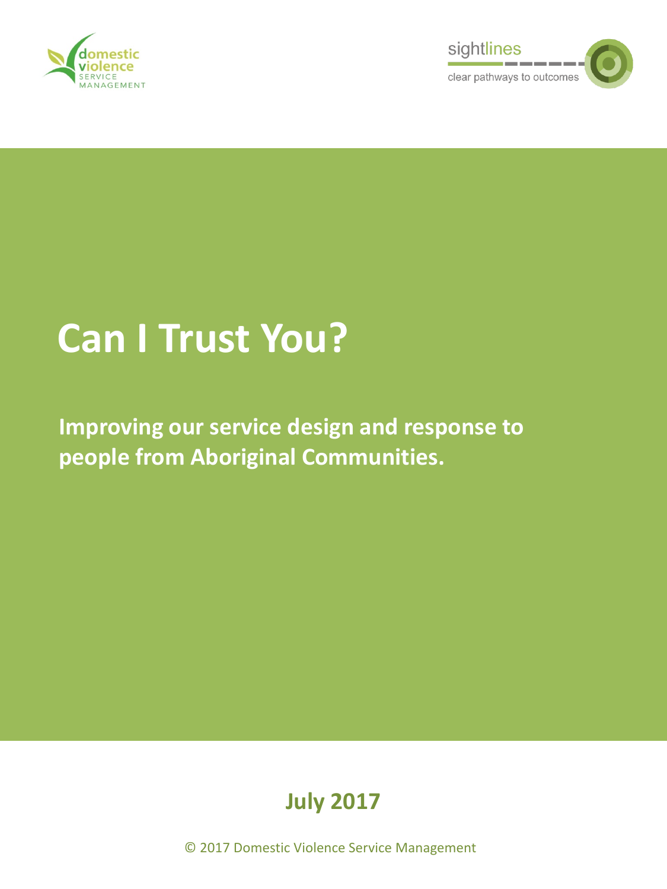domestic violence SERVICE MANAGEMENT

sightlines

clear pathways to outcomes

# Can I Trust You?

**Improving our service design and response to people from Aboriginal Communities.**

**July 2017**

© 2017 Domestic Violence Service Management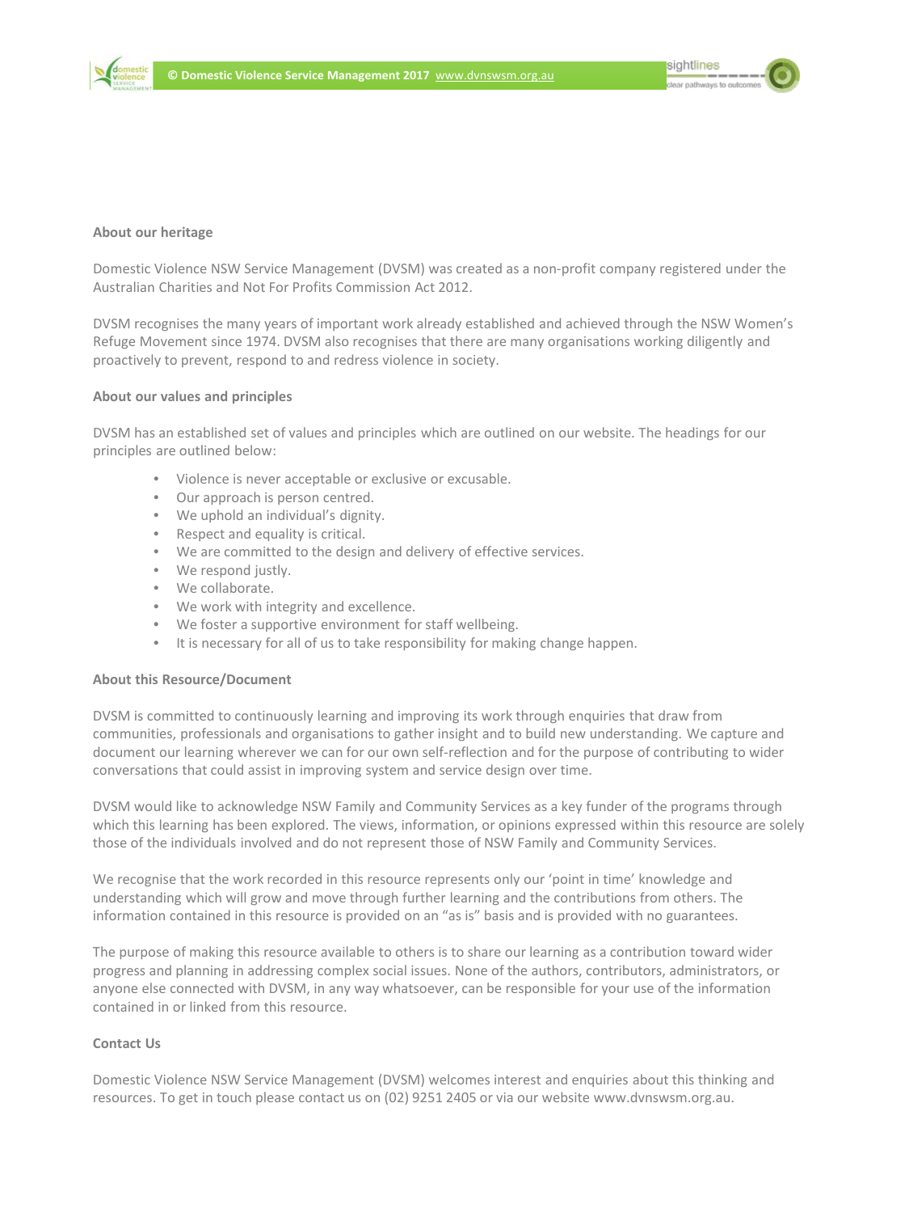**About our heritage**

Domestic Violence NSW Service Management (DVSM) was created as a non-profit company registered under the Australian Charities and Not For Profits Commission Act 2012.

DVSM recognises the many years of important work already established and achieved through the NSW Women's Refuge Movement since 1974. DVSM also recognises that there are many organisations working diligently and proactively to prevent, respond to and redress violence in society.

**About our values and principles**

DVSM has an established set of values and principles which are outlined on our website. The headings for our principles are outlined below:

- Violence is never acceptable or exclusive or excusable.
- Our approach is person centred.
- We uphold an individual's dignity.
- Respect and equality is critical.
- We are committed to the design and delivery of effective services.
- We respond justly.
- We collaborate.
- We work with integrity and excellence.
- We foster a supportive environment for staff wellbeing.
- It is necessary for all of us to take responsibility for making change happen.

**About this Resource/Document**

DVSM is committed to continuously learning and improving its work through enquiries that draw from communities, professionals and organisations to gather insight and to build new understanding. We capture and document our learning wherever we can for our own self-reflection and for the purpose of contributing to wider conversations that could assist in improving system and service design over time.

DVSM would like to acknowledge NSW Family and Community Services as a key funder of the programs through which this learning has been explored. The views, information, or opinions expressed within this resource are solely those of the individuals involved and do not represent those of NSW Family and Community Services.

We recognise that the work recorded in this resource represents only our 'point in time' knowledge and understanding which will grow and move through further learning and the contributions from others. The information contained in this resource is provided on an "as is" basis and is provided with no guarantees.

The purpose of making this resource available to others is to share our learning as a contribution toward wider progress and planning in addressing complex social issues. None of the authors, contributors, administrators, or anyone else connected with DVSM, in any way whatsoever, can be responsible for your use of the information contained in or linked from this resource.

**Contact Us**

Domestic Violence NSW Service Management (DVSM) welcomes interest and enquiries about this thinking and resources. To get in touch please contact us on (02) 9251 2405 or via our website www.dvnswsm.org.au.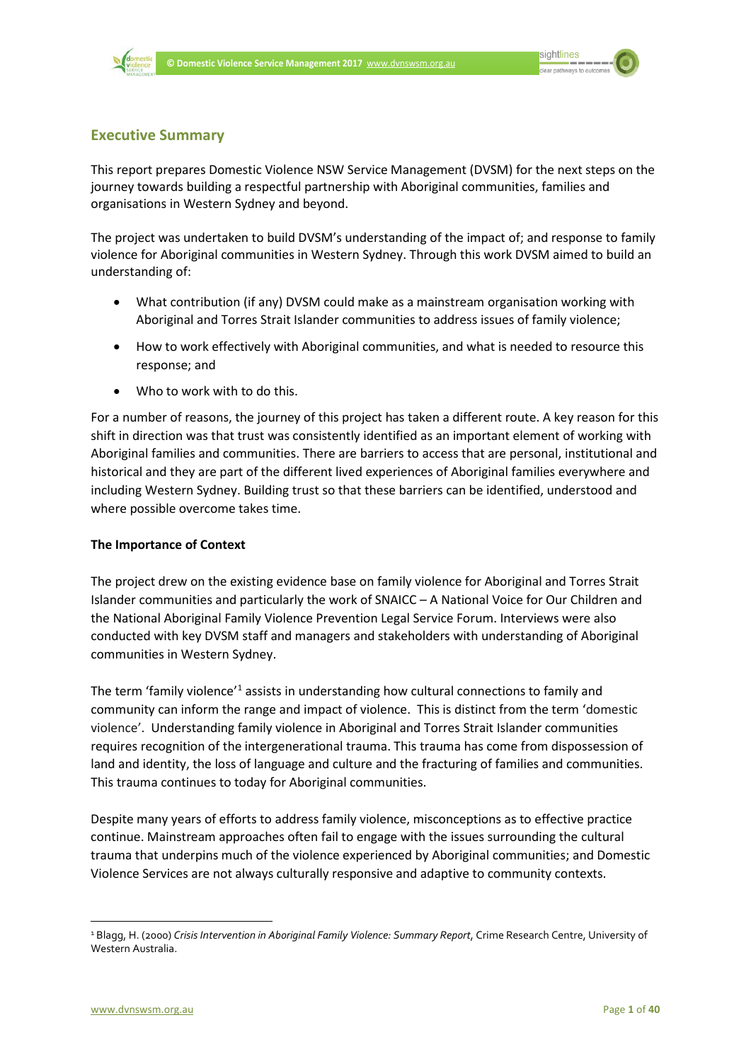## Executive Summary

This report prepares Domestic Violence NSW Service Management (DVSM) for the next steps on the journey towards building a respectful partnership with Aboriginal communities, families and organisations in Western Sydney and beyond.

The project was undertaken to build DVSM's understanding of the impact of; and response to family violence for Aboriginal communities in Western Sydney. Through this work DVSM aimed to build an understanding of:

- What contribution (if any) DVSM could make as a mainstream organisation working with Aboriginal and Torres Strait Islander communities to address issues of family violence;
- How to work effectively with Aboriginal communities, and what is needed to resource this response; and
- Who to work with to do this.

For a number of reasons, the journey of this project has taken a different route. A key reason for this shift in direction was that trust was consistently identified as an important element of working with Aboriginal families and communities. There are barriers to access that are personal, institutional and historical and they are part of the different lived experiences of Aboriginal families everywhere and including Western Sydney. Building trust so that these barriers can be identified, understood and where possible overcome takes time.

**The Importance of Context**

The project drew on the existing evidence base on family violence for Aboriginal and Torres Strait Islander communities and particularly the work of SNAICC – A National Voice for Our Children and the National Aboriginal Family Violence Prevention Legal Service Forum. Interviews were also conducted with key DVSM staff and managers and stakeholders with understanding of Aboriginal communities in Western Sydney.

The term 'family violence'[1] assists in understanding how cultural connections to family and community can inform the range and impact of violence. This is distinct from the term 'domestic violence'. Understanding family violence in Aboriginal and Torres Strait Islander communities requires recognition of the intergenerational trauma. This trauma has come from dispossession of land and identity, the loss of language and culture and the fracturing of families and communities. This trauma continues to today for Aboriginal communities.

Despite many years of efforts to address family violence, misconceptions as to effective practice continue. Mainstream approaches often fail to engage with the issues surrounding the cultural trauma that underpins much of the violence experienced by Aboriginal communities; and Domestic Violence Services are not always culturally responsive and adaptive to community contexts.

---

[1] Blagg, H. (2000) *Crisis Intervention in Aboriginal Family Violence: Summary Report*, Crime Research Centre, University of Western Australia.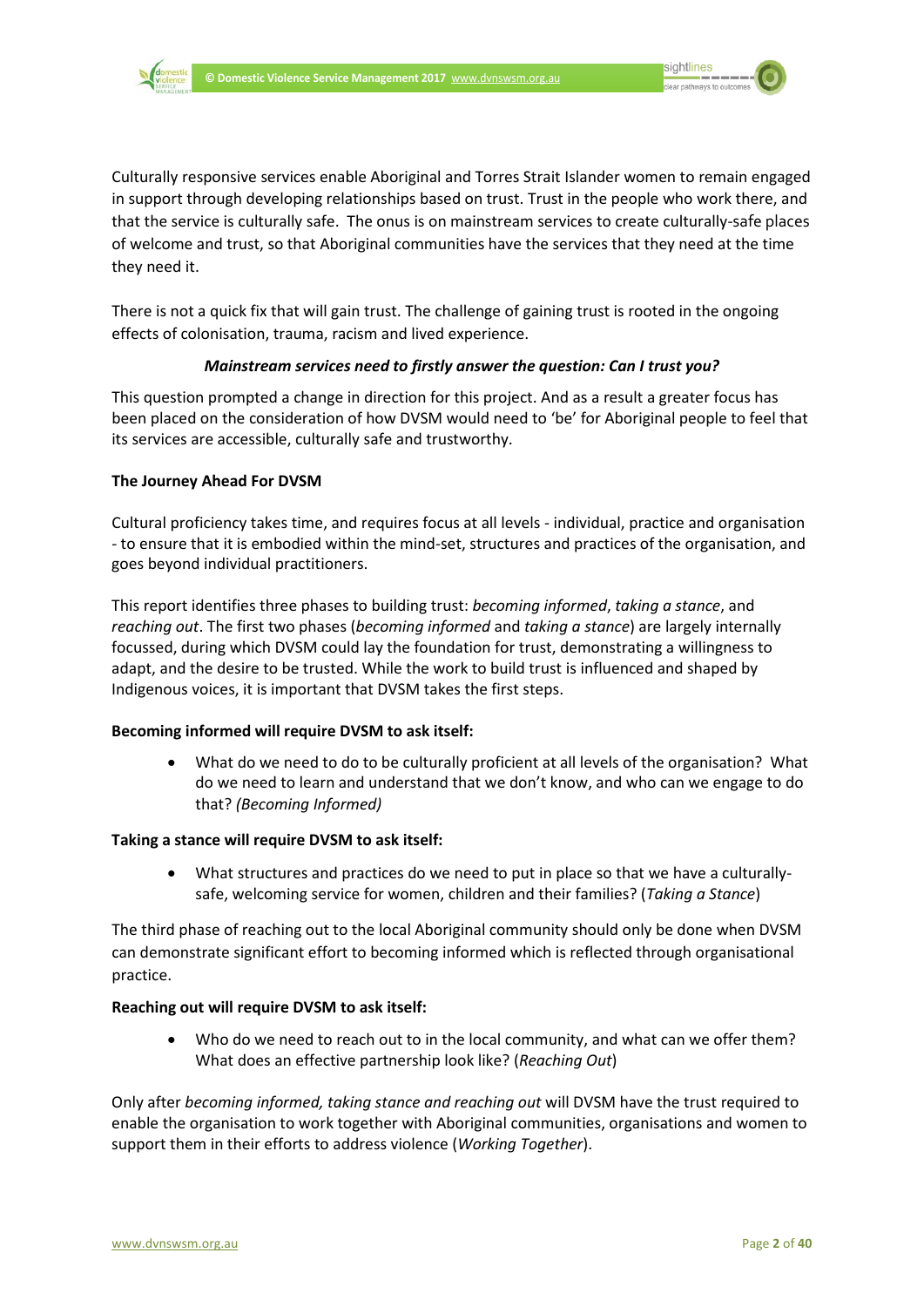Culturally responsive services enable Aboriginal and Torres Strait Islander women to remain engaged in support through developing relationships based on trust. Trust in the people who work there, and that the service is culturally safe. The onus is on mainstream services to create culturally-safe places of welcome and trust, so that Aboriginal communities have the services that they need at the time they need it.

There is not a quick fix that will gain trust. The challenge of gaining trust is rooted in the ongoing effects of colonisation, trauma, racism and lived experience.

***Mainstream services need to firstly answer the question: Can I trust you?***

This question prompted a change in direction for this project. And as a result a greater focus has been placed on the consideration of how DVSM would need to 'be' for Aboriginal people to feel that its services are accessible, culturally safe and trustworthy.

**The Journey Ahead For DVSM**

Cultural proficiency takes time, and requires focus at all levels - individual, practice and organisation - to ensure that it is embodied within the mind-set, structures and practices of the organisation, and goes beyond individual practitioners.

This report identifies three phases to building trust: *becoming informed*, *taking a stance*, and *reaching out*. The first two phases (*becoming informed* and *taking a stance*) are largely internally focussed, during which DVSM could lay the foundation for trust, demonstrating a willingness to adapt, and the desire to be trusted. While the work to build trust is influenced and shaped by Indigenous voices, it is important that DVSM takes the first steps.

**Becoming informed will require DVSM to ask itself:**

- What do we need to do to be culturally proficient at all levels of the organisation? What do we need to learn and understand that we don't know, and who can we engage to do that? *(Becoming Informed)*

**Taking a stance will require DVSM to ask itself:**

- What structures and practices do we need to put in place so that we have a culturally-safe, welcoming service for women, children and their families? (*Taking a Stance*)

The third phase of reaching out to the local Aboriginal community should only be done when DVSM can demonstrate significant effort to becoming informed which is reflected through organisational practice.

**Reaching out will require DVSM to ask itself:**

- Who do we need to reach out to in the local community, and what can we offer them? What does an effective partnership look like? (*Reaching Out*)

Only after *becoming informed, taking stance and reaching out* will DVSM have the trust required to enable the organisation to work together with Aboriginal communities, organisations and women to support them in their efforts to address violence (*Working Together*).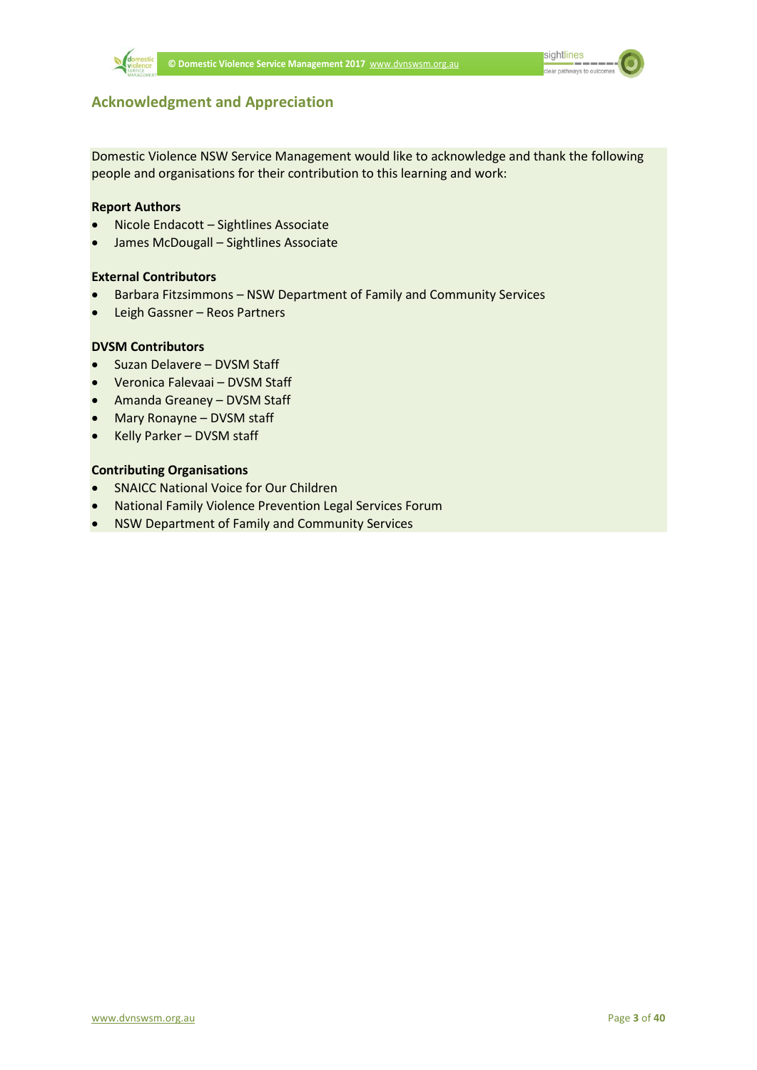## Acknowledgment and Appreciation

Domestic Violence NSW Service Management would like to acknowledge and thank the following people and organisations for their contribution to this learning and work:

**Report Authors**

- Nicole Endacott – Sightlines Associate
- James McDougall – Sightlines Associate

**External Contributors**

- Barbara Fitzsimmons – NSW Department of Family and Community Services
- Leigh Gassner – Reos Partners

**DVSM Contributors**

- Suzan Delavere – DVSM Staff
- Veronica Falevaai – DVSM Staff
- Amanda Greaney – DVSM Staff
- Mary Ronayne – DVSM staff
- Kelly Parker – DVSM staff

**Contributing Organisations**

- SNAICC National Voice for Our Children
- National Family Violence Prevention Legal Services Forum
- NSW Department of Family and Community Services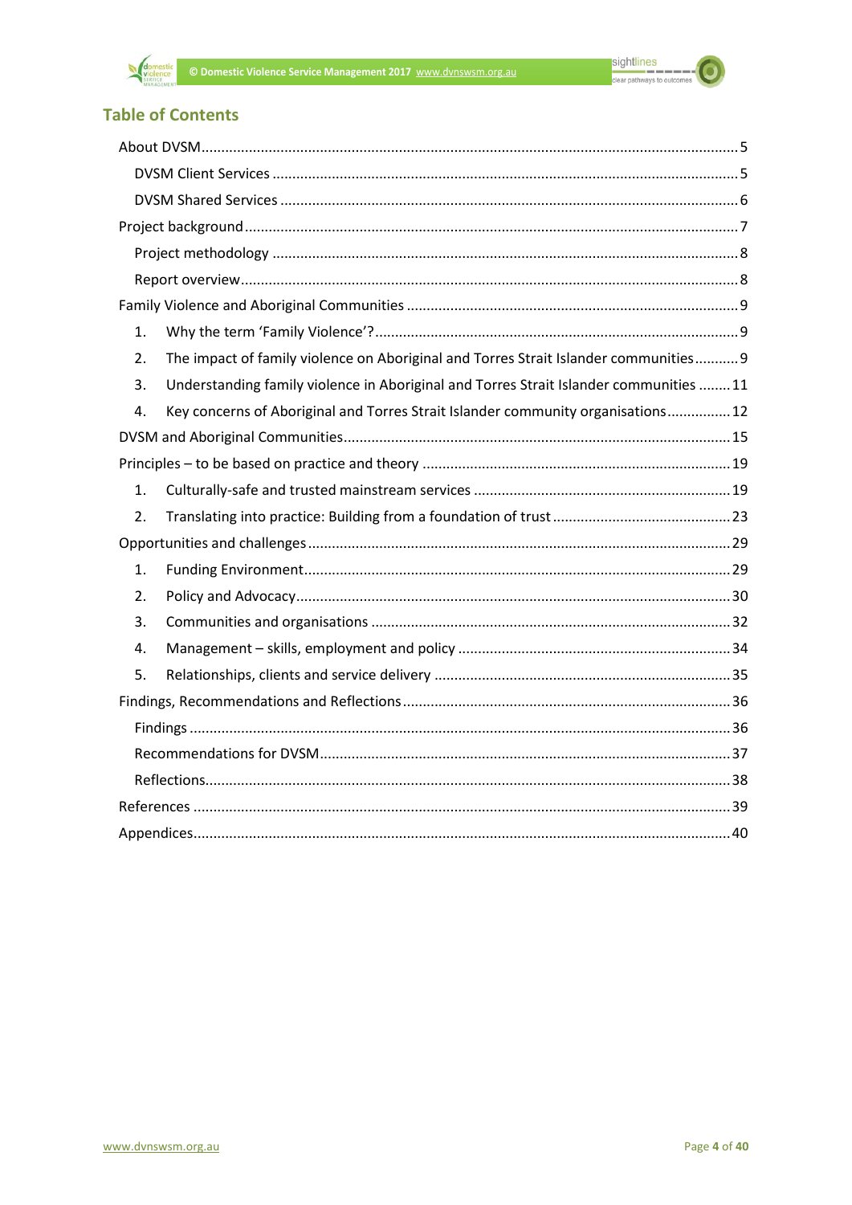## Table of Contents

- About DVSM ..... 5
  - DVSM Client Services ..... 5
  - DVSM Shared Services ..... 6
- Project background ..... 7
  - Project methodology ..... 8
  - Report overview ..... 8
- Family Violence and Aboriginal Communities ..... 9
  1. Why the term 'Family Violence'? ..... 9
  2. The impact of family violence on Aboriginal and Torres Strait Islander communities ..... 9
  3. Understanding family violence in Aboriginal and Torres Strait Islander communities ..... 11
  4. Key concerns of Aboriginal and Torres Strait Islander community organisations ..... 12
- DVSM and Aboriginal Communities ..... 15
- Principles – to be based on practice and theory ..... 19
  1. Culturally-safe and trusted mainstream services ..... 19
  2. Translating into practice: Building from a foundation of trust ..... 23
- Opportunities and challenges ..... 29
  1. Funding Environment ..... 29
  2. Policy and Advocacy ..... 30
  3. Communities and organisations ..... 32
  4. Management – skills, employment and policy ..... 34
  5. Relationships, clients and service delivery ..... 35
- Findings, Recommendations and Reflections ..... 36
  - Findings ..... 36
  - Recommendations for DVSM ..... 37
  - Reflections ..... 38
- References ..... 39
- Appendices ..... 40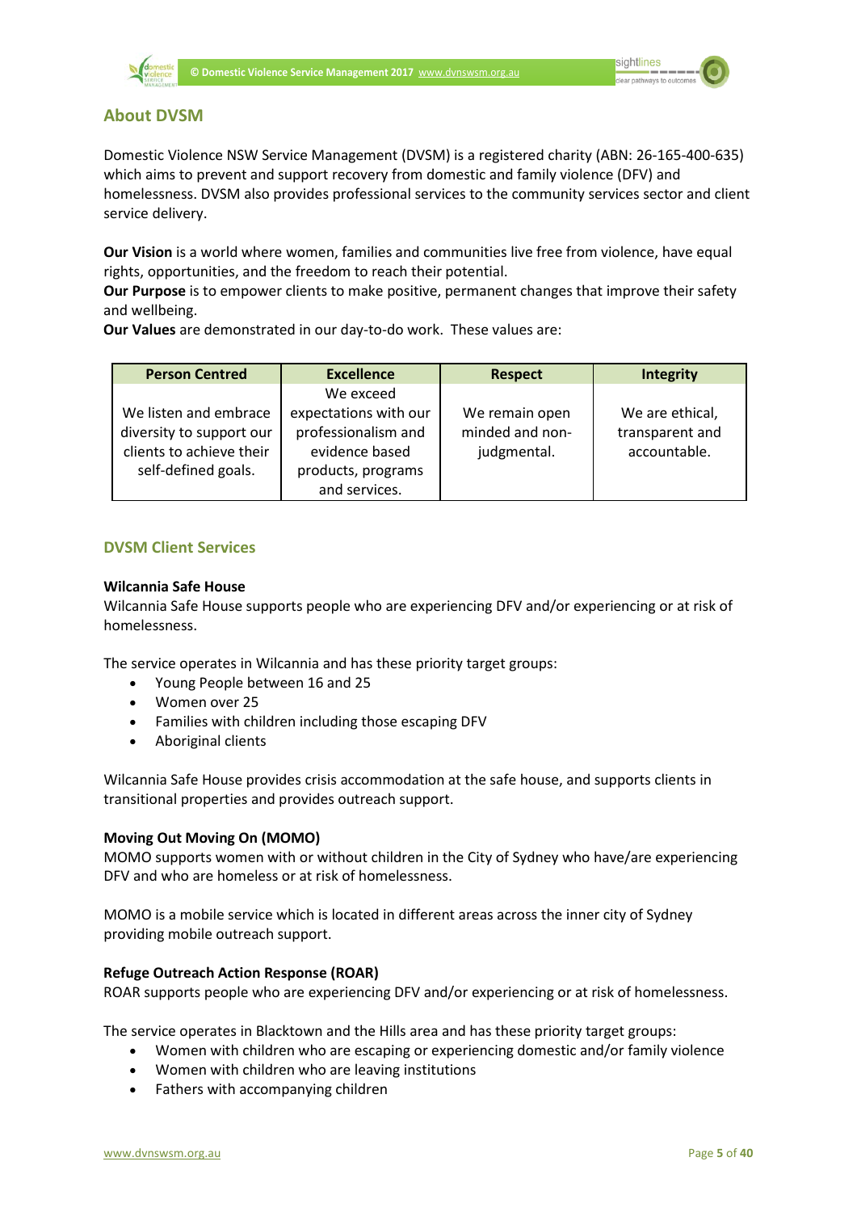## About DVSM

Domestic Violence NSW Service Management (DVSM) is a registered charity (ABN: 26-165-400-635) which aims to prevent and support recovery from domestic and family violence (DFV) and homelessness. DVSM also provides professional services to the community services sector and client service delivery.

**Our Vision** is a world where women, families and communities live free from violence, have equal rights, opportunities, and the freedom to reach their potential.
**Our Purpose** is to empower clients to make positive, permanent changes that improve their safety and wellbeing.
**Our Values** are demonstrated in our day-to-do work. These values are:

| Person Centred | Excellence | Respect | Integrity |
|---|---|---|---|
| We listen and embrace diversity to support our clients to achieve their self-defined goals. | We exceed expectations with our professionalism and evidence based products, programs and services. | We remain open minded and non-judgmental. | We are ethical, transparent and accountable. |

## DVSM Client Services

**Wilcannia Safe House**
Wilcannia Safe House supports people who are experiencing DFV and/or experiencing or at risk of homelessness.

The service operates in Wilcannia and has these priority target groups:

- Young People between 16 and 25
- Women over 25
- Families with children including those escaping DFV
- Aboriginal clients

Wilcannia Safe House provides crisis accommodation at the safe house, and supports clients in transitional properties and provides outreach support.

**Moving Out Moving On (MOMO)**
MOMO supports women with or without children in the City of Sydney who have/are experiencing DFV and who are homeless or at risk of homelessness.

MOMO is a mobile service which is located in different areas across the inner city of Sydney providing mobile outreach support.

**Refuge Outreach Action Response (ROAR)**
ROAR supports people who are experiencing DFV and/or experiencing or at risk of homelessness.

The service operates in Blacktown and the Hills area and has these priority target groups:

- Women with children who are escaping or experiencing domestic and/or family violence
- Women with children who are leaving institutions
- Fathers with accompanying children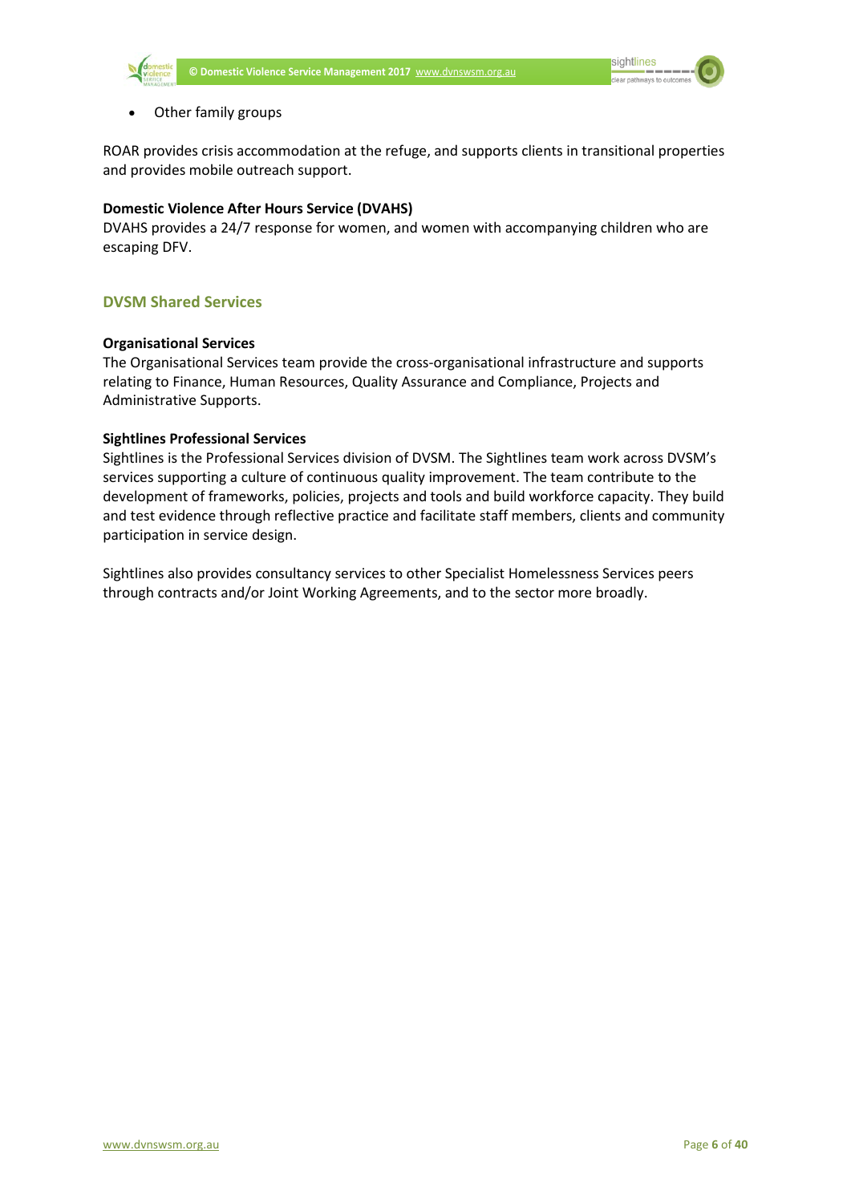- Other family groups

ROAR provides crisis accommodation at the refuge, and supports clients in transitional properties and provides mobile outreach support.

**Domestic Violence After Hours Service (DVAHS)**
DVAHS provides a 24/7 response for women, and women with accompanying children who are escaping DFV.

## DVSM Shared Services

**Organisational Services**
The Organisational Services team provide the cross-organisational infrastructure and supports relating to Finance, Human Resources, Quality Assurance and Compliance, Projects and Administrative Supports.

**Sightlines Professional Services**
Sightlines is the Professional Services division of DVSM. The Sightlines team work across DVSM's services supporting a culture of continuous quality improvement. The team contribute to the development of frameworks, policies, projects and tools and build workforce capacity. They build and test evidence through reflective practice and facilitate staff members, clients and community participation in service design.

Sightlines also provides consultancy services to other Specialist Homelessness Services peers through contracts and/or Joint Working Agreements, and to the sector more broadly.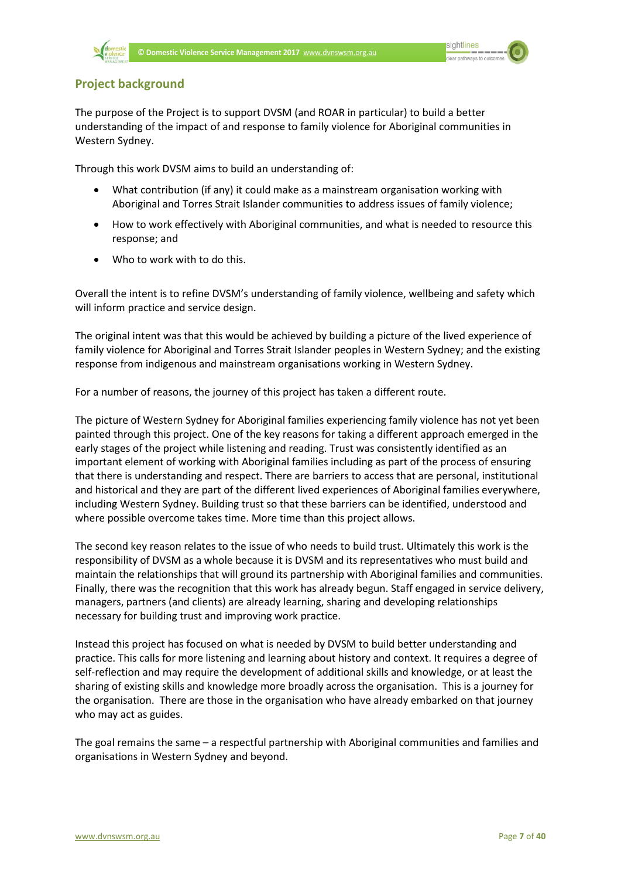## Project background

The purpose of the Project is to support DVSM (and ROAR in particular) to build a better understanding of the impact of and response to family violence for Aboriginal communities in Western Sydney.

Through this work DVSM aims to build an understanding of:

- What contribution (if any) it could make as a mainstream organisation working with Aboriginal and Torres Strait Islander communities to address issues of family violence;
- How to work effectively with Aboriginal communities, and what is needed to resource this response; and
- Who to work with to do this.

Overall the intent is to refine DVSM's understanding of family violence, wellbeing and safety which will inform practice and service design.

The original intent was that this would be achieved by building a picture of the lived experience of family violence for Aboriginal and Torres Strait Islander peoples in Western Sydney; and the existing response from indigenous and mainstream organisations working in Western Sydney.

For a number of reasons, the journey of this project has taken a different route.

The picture of Western Sydney for Aboriginal families experiencing family violence has not yet been painted through this project. One of the key reasons for taking a different approach emerged in the early stages of the project while listening and reading. Trust was consistently identified as an important element of working with Aboriginal families including as part of the process of ensuring that there is understanding and respect. There are barriers to access that are personal, institutional and historical and they are part of the different lived experiences of Aboriginal families everywhere, including Western Sydney. Building trust so that these barriers can be identified, understood and where possible overcome takes time. More time than this project allows.

The second key reason relates to the issue of who needs to build trust. Ultimately this work is the responsibility of DVSM as a whole because it is DVSM and its representatives who must build and maintain the relationships that will ground its partnership with Aboriginal families and communities. Finally, there was the recognition that this work has already begun. Staff engaged in service delivery, managers, partners (and clients) are already learning, sharing and developing relationships necessary for building trust and improving work practice.

Instead this project has focused on what is needed by DVSM to build better understanding and practice. This calls for more listening and learning about history and context. It requires a degree of self-reflection and may require the development of additional skills and knowledge, or at least the sharing of existing skills and knowledge more broadly across the organisation. This is a journey for the organisation. There are those in the organisation who have already embarked on that journey who may act as guides.

The goal remains the same – a respectful partnership with Aboriginal communities and families and organisations in Western Sydney and beyond.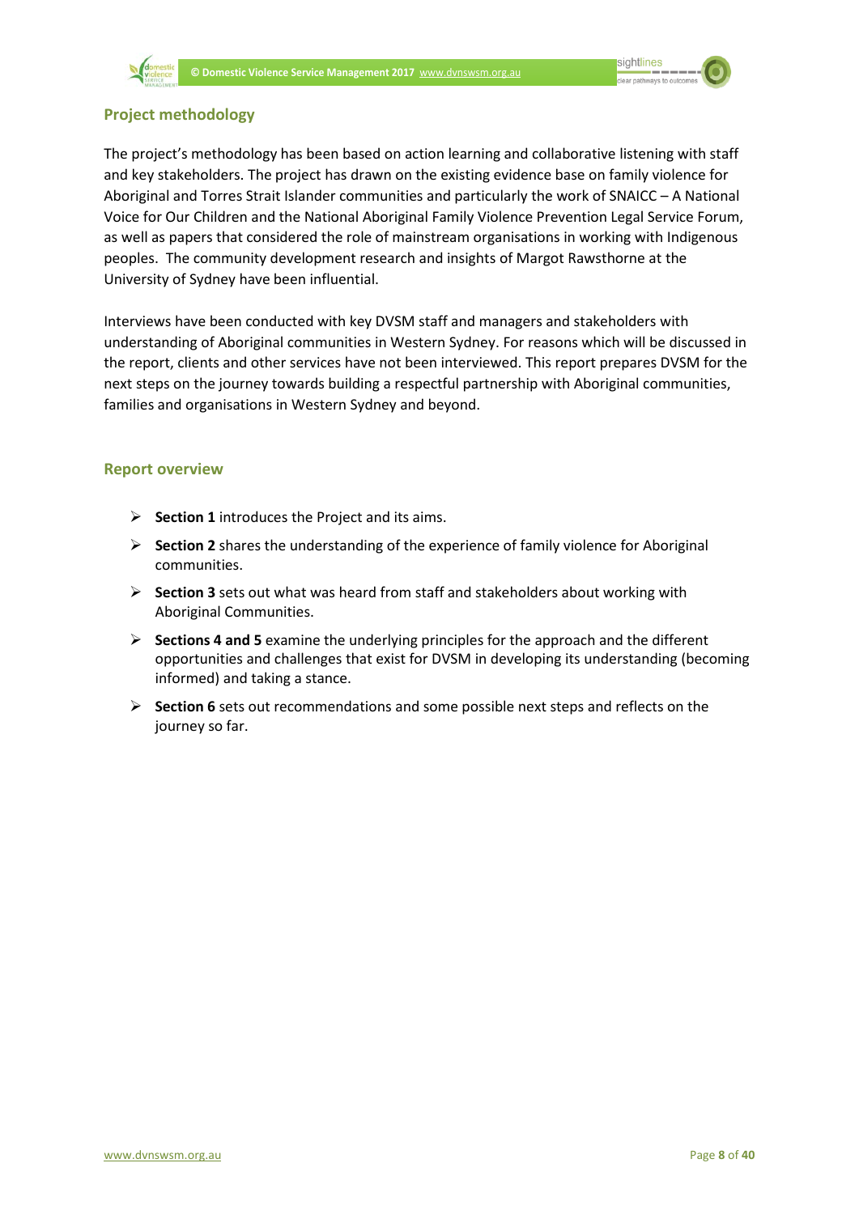## Project methodology

The project's methodology has been based on action learning and collaborative listening with staff and key stakeholders. The project has drawn on the existing evidence base on family violence for Aboriginal and Torres Strait Islander communities and particularly the work of SNAICC – A National Voice for Our Children and the National Aboriginal Family Violence Prevention Legal Service Forum, as well as papers that considered the role of mainstream organisations in working with Indigenous peoples. The community development research and insights of Margot Rawsthorne at the University of Sydney have been influential.

Interviews have been conducted with key DVSM staff and managers and stakeholders with understanding of Aboriginal communities in Western Sydney. For reasons which will be discussed in the report, clients and other services have not been interviewed. This report prepares DVSM for the next steps on the journey towards building a respectful partnership with Aboriginal communities, families and organisations in Western Sydney and beyond.

## Report overview

- **Section 1** introduces the Project and its aims.
- **Section 2** shares the understanding of the experience of family violence for Aboriginal communities.
- **Section 3** sets out what was heard from staff and stakeholders about working with Aboriginal Communities.
- **Sections 4 and 5** examine the underlying principles for the approach and the different opportunities and challenges that exist for DVSM in developing its understanding (becoming informed) and taking a stance.
- **Section 6** sets out recommendations and some possible next steps and reflects on the journey so far.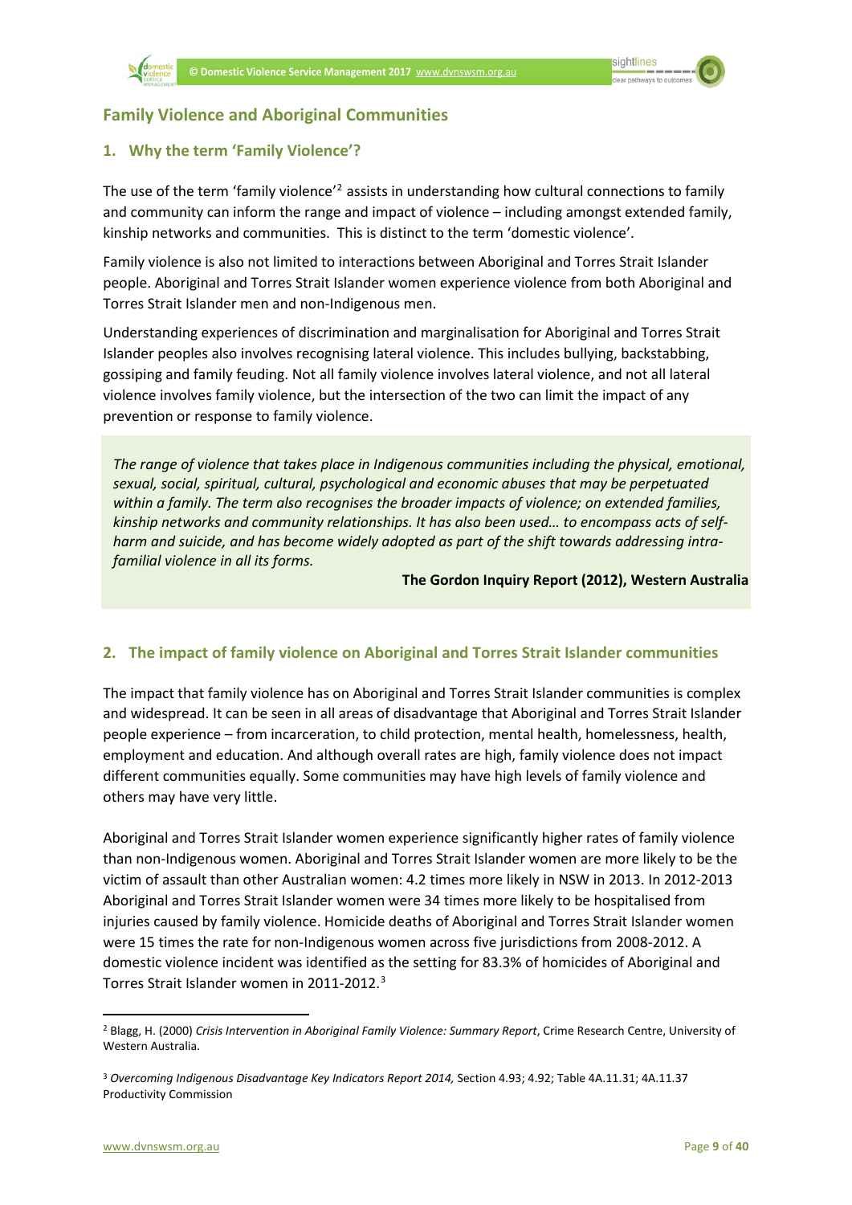## Family Violence and Aboriginal Communities

### 1. Why the term 'Family Violence'?

The use of the term 'family violence'[2] assists in understanding how cultural connections to family and community can inform the range and impact of violence – including amongst extended family, kinship networks and communities. This is distinct to the term 'domestic violence'.

Family violence is also not limited to interactions between Aboriginal and Torres Strait Islander people. Aboriginal and Torres Strait Islander women experience violence from both Aboriginal and Torres Strait Islander men and non-Indigenous men.

Understanding experiences of discrimination and marginalisation for Aboriginal and Torres Strait Islander peoples also involves recognising lateral violence. This includes bullying, backstabbing, gossiping and family feuding. Not all family violence involves lateral violence, and not all lateral violence involves family violence, but the intersection of the two can limit the impact of any prevention or response to family violence.

> *The range of violence that takes place in Indigenous communities including the physical, emotional, sexual, social, spiritual, cultural, psychological and economic abuses that may be perpetuated within a family. The term also recognises the broader impacts of violence; on extended families, kinship networks and community relationships. It has also been used… to encompass acts of self-harm and suicide, and has become widely adopted as part of the shift towards addressing intra-familial violence in all its forms.*
>
> **The Gordon Inquiry Report (2012), Western Australia**

### 2. The impact of family violence on Aboriginal and Torres Strait Islander communities

The impact that family violence has on Aboriginal and Torres Strait Islander communities is complex and widespread. It can be seen in all areas of disadvantage that Aboriginal and Torres Strait Islander people experience – from incarceration, to child protection, mental health, homelessness, health, employment and education. And although overall rates are high, family violence does not impact different communities equally. Some communities may have high levels of family violence and others may have very little.

Aboriginal and Torres Strait Islander women experience significantly higher rates of family violence than non-Indigenous women. Aboriginal and Torres Strait Islander women are more likely to be the victim of assault than other Australian women: 4.2 times more likely in NSW in 2013. In 2012-2013 Aboriginal and Torres Strait Islander women were 34 times more likely to be hospitalised from injuries caused by family violence. Homicide deaths of Aboriginal and Torres Strait Islander women were 15 times the rate for non-Indigenous women across five jurisdictions from 2008-2012. A domestic violence incident was identified as the setting for 83.3% of homicides of Aboriginal and Torres Strait Islander women in 2011-2012.[3]

---

[2] Blagg, H. (2000) *Crisis Intervention in Aboriginal Family Violence: Summary Report*, Crime Research Centre, University of Western Australia.

[3] *Overcoming Indigenous Disadvantage Key Indicators Report 2014,* Section 4.93; 4.92; Table 4A.11.31; 4A.11.37 Productivity Commission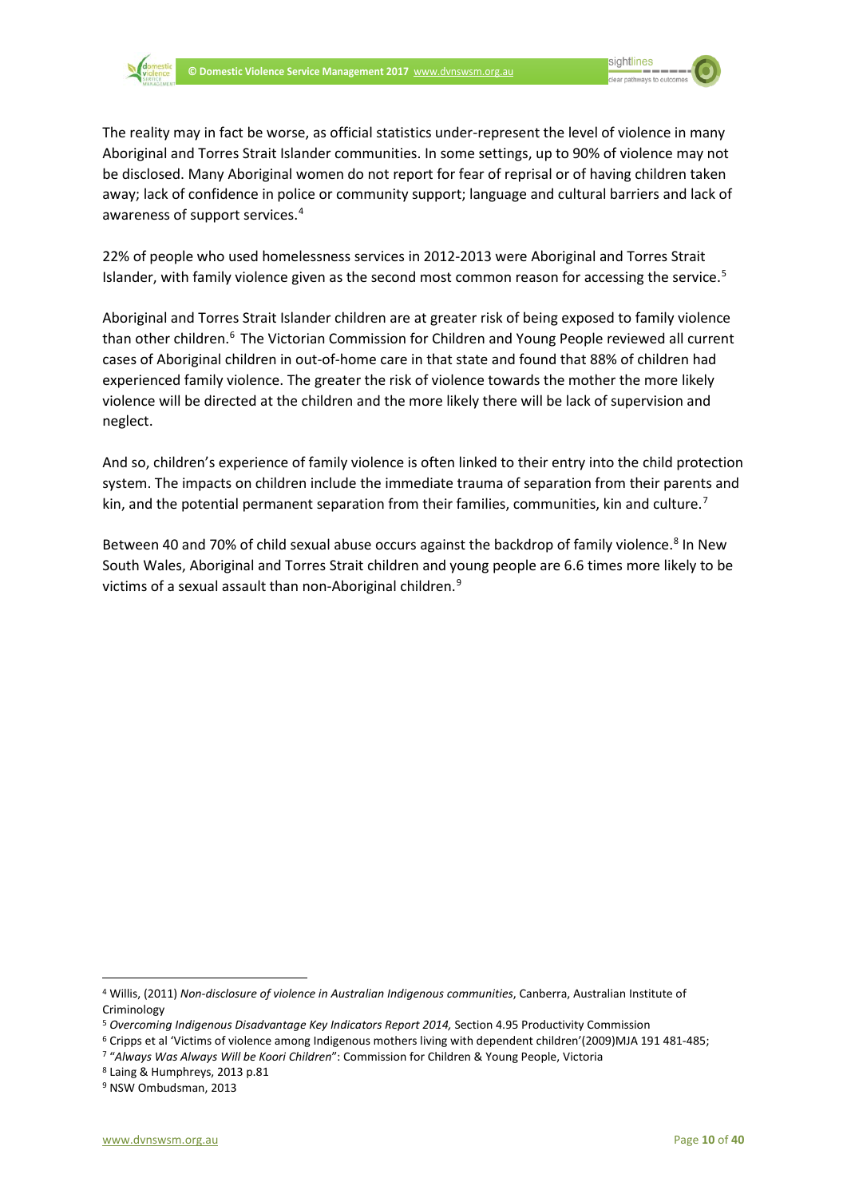The reality may in fact be worse, as official statistics under-represent the level of violence in many Aboriginal and Torres Strait Islander communities. In some settings, up to 90% of violence may not be disclosed. Many Aboriginal women do not report for fear of reprisal or of having children taken away; lack of confidence in police or community support; language and cultural barriers and lack of awareness of support services.[4]

22% of people who used homelessness services in 2012-2013 were Aboriginal and Torres Strait Islander, with family violence given as the second most common reason for accessing the service.[5]

Aboriginal and Torres Strait Islander children are at greater risk of being exposed to family violence than other children.[6] The Victorian Commission for Children and Young People reviewed all current cases of Aboriginal children in out-of-home care in that state and found that 88% of children had experienced family violence. The greater the risk of violence towards the mother the more likely violence will be directed at the children and the more likely there will be lack of supervision and neglect.

And so, children's experience of family violence is often linked to their entry into the child protection system. The impacts on children include the immediate trauma of separation from their parents and kin, and the potential permanent separation from their families, communities, kin and culture.[7]

Between 40 and 70% of child sexual abuse occurs against the backdrop of family violence.[8] In New South Wales, Aboriginal and Torres Strait children and young people are 6.6 times more likely to be victims of a sexual assault than non-Aboriginal children.[9]

---

[4] Willis, (2011) *Non-disclosure of violence in Australian Indigenous communities*, Canberra, Australian Institute of Criminology

[5] *Overcoming Indigenous Disadvantage Key Indicators Report 2014,* Section 4.95 Productivity Commission

[6] Cripps et al 'Victims of violence among Indigenous mothers living with dependent children'(2009)MJA 191 481-485;

[7] "*Always Was Always Will be Koori Children*": Commission for Children & Young People, Victoria

[8] Laing & Humphreys, 2013 p.81

[9] NSW Ombudsman, 2013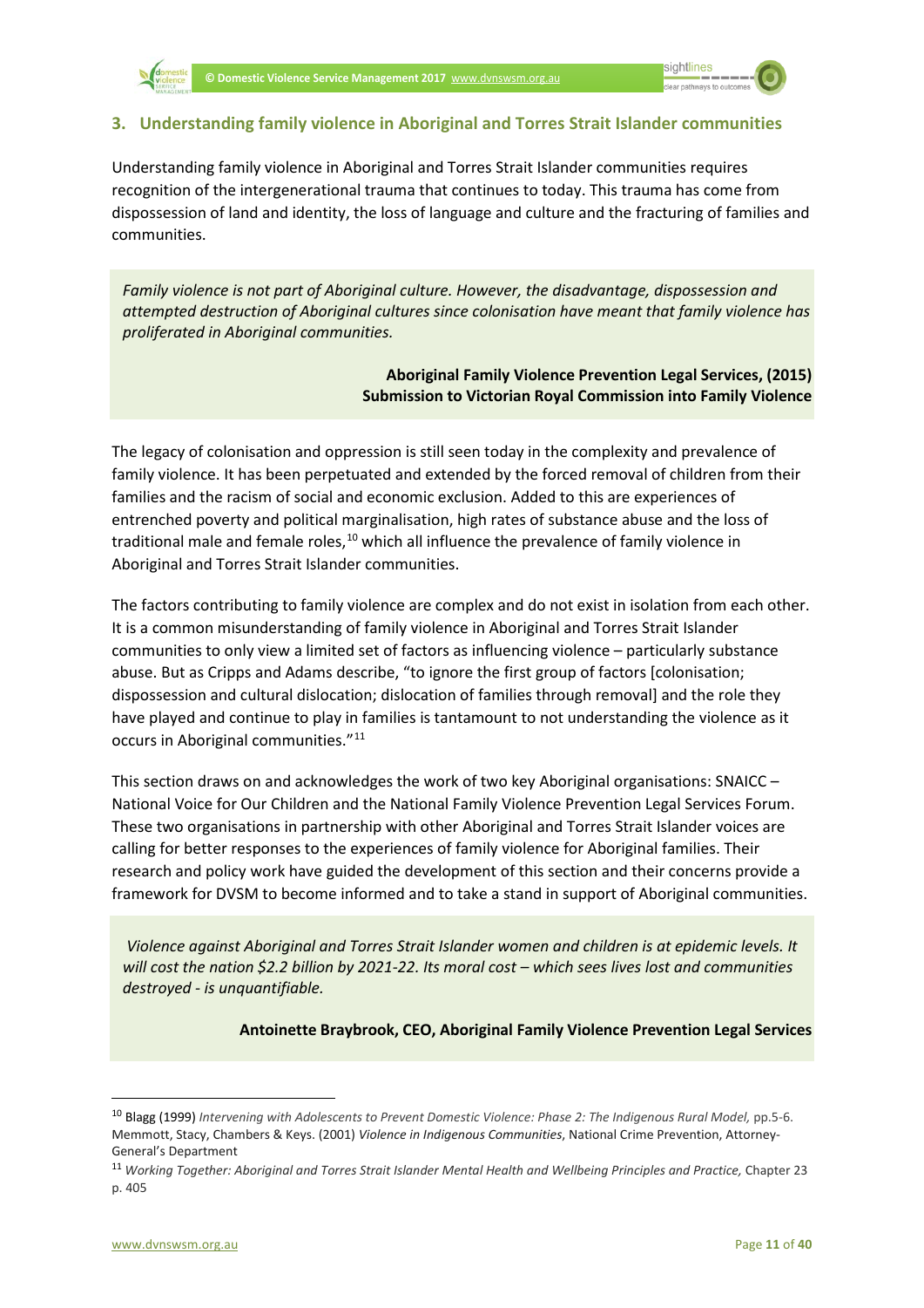## 3. Understanding family violence in Aboriginal and Torres Strait Islander communities

Understanding family violence in Aboriginal and Torres Strait Islander communities requires recognition of the intergenerational trauma that continues to today. This trauma has come from dispossession of land and identity, the loss of language and culture and the fracturing of families and communities.

> *Family violence is not part of Aboriginal culture. However, the disadvantage, dispossession and attempted destruction of Aboriginal cultures since colonisation have meant that family violence has proliferated in Aboriginal communities.*
>
> **Aboriginal Family Violence Prevention Legal Services, (2015) Submission to Victorian Royal Commission into Family Violence**

The legacy of colonisation and oppression is still seen today in the complexity and prevalence of family violence. It has been perpetuated and extended by the forced removal of children from their families and the racism of social and economic exclusion. Added to this are experiences of entrenched poverty and political marginalisation, high rates of substance abuse and the loss of traditional male and female roles,[10] which all influence the prevalence of family violence in Aboriginal and Torres Strait Islander communities.

The factors contributing to family violence are complex and do not exist in isolation from each other. It is a common misunderstanding of family violence in Aboriginal and Torres Strait Islander communities to only view a limited set of factors as influencing violence – particularly substance abuse. But as Cripps and Adams describe, "to ignore the first group of factors [colonisation; dispossession and cultural dislocation; dislocation of families through removal] and the role they have played and continue to play in families is tantamount to not understanding the violence as it occurs in Aboriginal communities."[11]

This section draws on and acknowledges the work of two key Aboriginal organisations: SNAICC – National Voice for Our Children and the National Family Violence Prevention Legal Services Forum. These two organisations in partnership with other Aboriginal and Torres Strait Islander voices are calling for better responses to the experiences of family violence for Aboriginal families. Their research and policy work have guided the development of this section and their concerns provide a framework for DVSM to become informed and to take a stand in support of Aboriginal communities.

> *Violence against Aboriginal and Torres Strait Islander women and children is at epidemic levels. It will cost the nation $2.2 billion by 2021-22. Its moral cost – which sees lives lost and communities destroyed - is unquantifiable.*
>
> **Antoinette Braybrook, CEO, Aboriginal Family Violence Prevention Legal Services**

---

[10] Blagg (1999) *Intervening with Adolescents to Prevent Domestic Violence: Phase 2: The Indigenous Rural Model,* pp.5-6. Memmott, Stacy, Chambers & Keys. (2001) *Violence in Indigenous Communities*, National Crime Prevention, Attorney-General's Department

[11] *Working Together: Aboriginal and Torres Strait Islander Mental Health and Wellbeing Principles and Practice,* Chapter 23 p. 405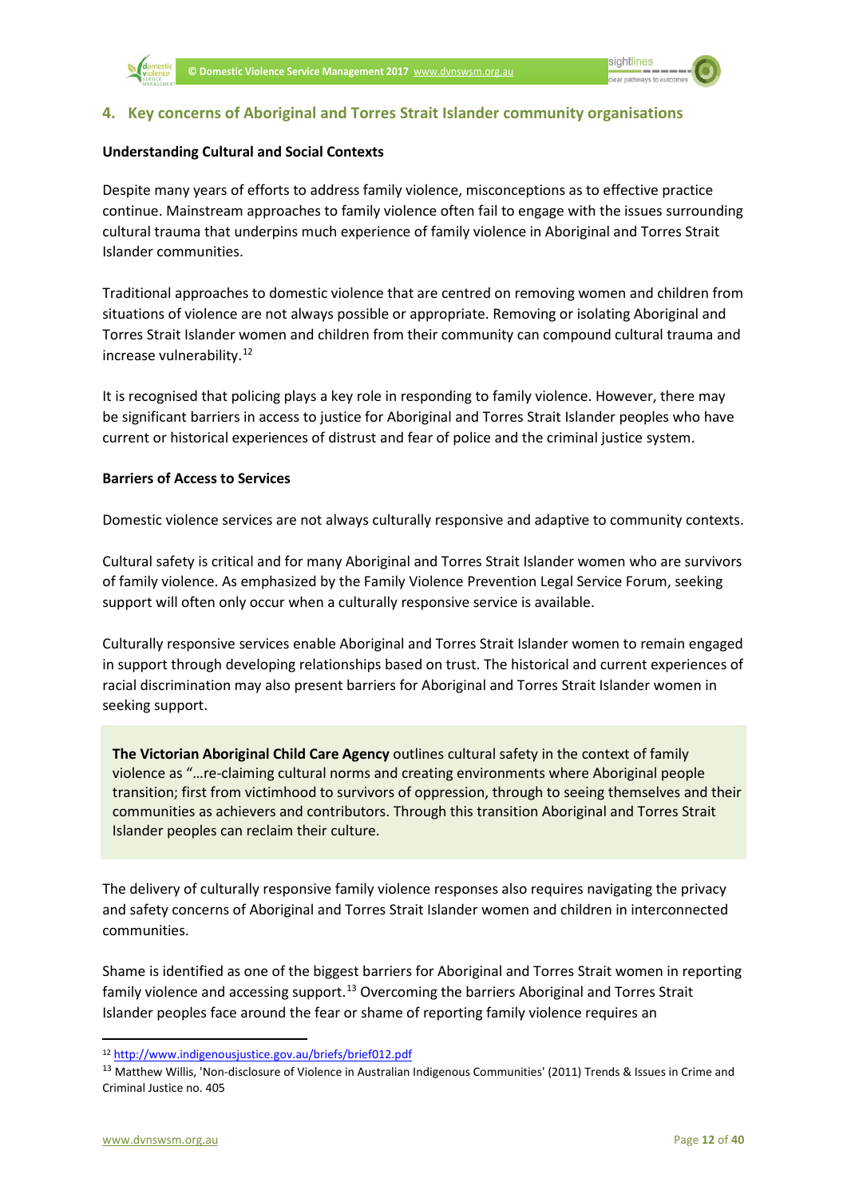## 4. Key concerns of Aboriginal and Torres Strait Islander community organisations

**Understanding Cultural and Social Contexts**

Despite many years of efforts to address family violence, misconceptions as to effective practice continue. Mainstream approaches to family violence often fail to engage with the issues surrounding cultural trauma that underpins much experience of family violence in Aboriginal and Torres Strait Islander communities.

Traditional approaches to domestic violence that are centred on removing women and children from situations of violence are not always possible or appropriate. Removing or isolating Aboriginal and Torres Strait Islander women and children from their community can compound cultural trauma and increase vulnerability.[12]

It is recognised that policing plays a key role in responding to family violence. However, there may be significant barriers in access to justice for Aboriginal and Torres Strait Islander peoples who have current or historical experiences of distrust and fear of police and the criminal justice system.

**Barriers of Access to Services**

Domestic violence services are not always culturally responsive and adaptive to community contexts.

Cultural safety is critical and for many Aboriginal and Torres Strait Islander women who are survivors of family violence. As emphasized by the Family Violence Prevention Legal Service Forum, seeking support will often only occur when a culturally responsive service is available.

Culturally responsive services enable Aboriginal and Torres Strait Islander women to remain engaged in support through developing relationships based on trust. The historical and current experiences of racial discrimination may also present barriers for Aboriginal and Torres Strait Islander women in seeking support.

> **The Victorian Aboriginal Child Care Agency** outlines cultural safety in the context of family violence as "…re-claiming cultural norms and creating environments where Aboriginal people transition; first from victimhood to survivors of oppression, through to seeing themselves and their communities as achievers and contributors. Through this transition Aboriginal and Torres Strait Islander peoples can reclaim their culture.

The delivery of culturally responsive family violence responses also requires navigating the privacy and safety concerns of Aboriginal and Torres Strait Islander women and children in interconnected communities.

Shame is identified as one of the biggest barriers for Aboriginal and Torres Strait women in reporting family violence and accessing support.[13] Overcoming the barriers Aboriginal and Torres Strait Islander peoples face around the fear or shame of reporting family violence requires an

---

[12] http://www.indigenousjustice.gov.au/briefs/brief012.pdf

[13] Matthew Willis, 'Non-disclosure of Violence in Australian Indigenous Communities' (2011) Trends & Issues in Crime and Criminal Justice no. 405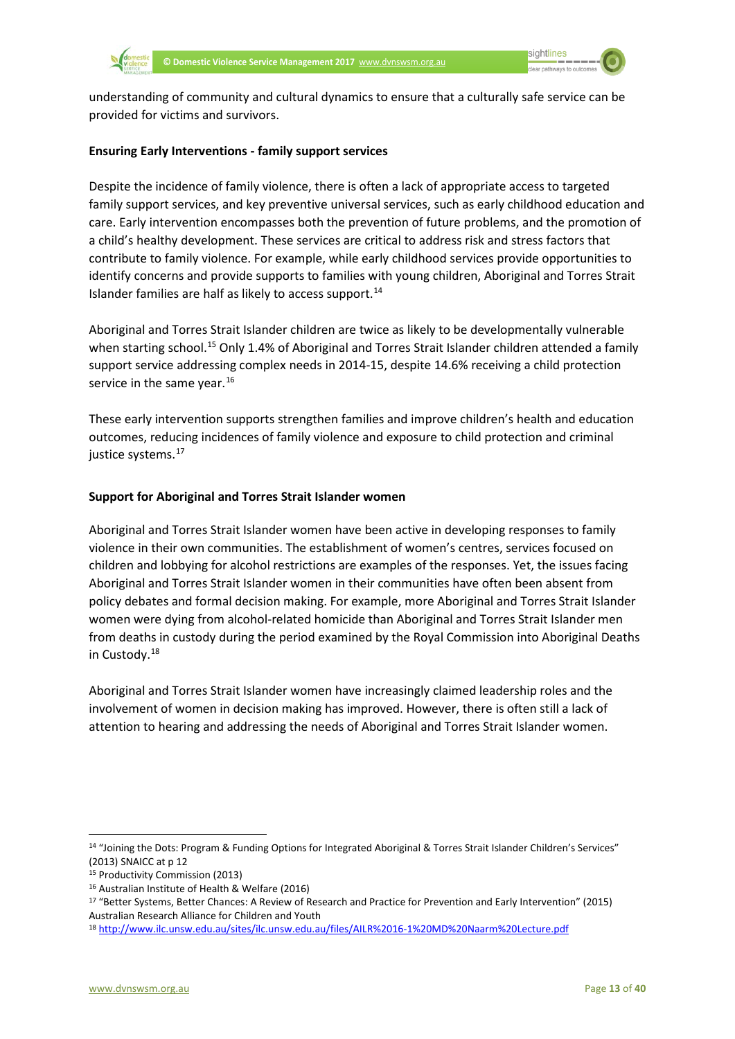understanding of community and cultural dynamics to ensure that a culturally safe service can be provided for victims and survivors.

**Ensuring Early Interventions - family support services**

Despite the incidence of family violence, there is often a lack of appropriate access to targeted family support services, and key preventive universal services, such as early childhood education and care. Early intervention encompasses both the prevention of future problems, and the promotion of a child's healthy development. These services are critical to address risk and stress factors that contribute to family violence. For example, while early childhood services provide opportunities to identify concerns and provide supports to families with young children, Aboriginal and Torres Strait Islander families are half as likely to access support.[14]

Aboriginal and Torres Strait Islander children are twice as likely to be developmentally vulnerable when starting school.[15] Only 1.4% of Aboriginal and Torres Strait Islander children attended a family support service addressing complex needs in 2014-15, despite 14.6% receiving a child protection service in the same year.[16]

These early intervention supports strengthen families and improve children's health and education outcomes, reducing incidences of family violence and exposure to child protection and criminal justice systems.[17]

**Support for Aboriginal and Torres Strait Islander women**

Aboriginal and Torres Strait Islander women have been active in developing responses to family violence in their own communities. The establishment of women's centres, services focused on children and lobbying for alcohol restrictions are examples of the responses. Yet, the issues facing Aboriginal and Torres Strait Islander women in their communities have often been absent from policy debates and formal decision making. For example, more Aboriginal and Torres Strait Islander women were dying from alcohol-related homicide than Aboriginal and Torres Strait Islander men from deaths in custody during the period examined by the Royal Commission into Aboriginal Deaths in Custody.[18]

Aboriginal and Torres Strait Islander women have increasingly claimed leadership roles and the involvement of women in decision making has improved. However, there is often still a lack of attention to hearing and addressing the needs of Aboriginal and Torres Strait Islander women.

---

[14] "Joining the Dots: Program & Funding Options for Integrated Aboriginal & Torres Strait Islander Children's Services" (2013) SNAICC at p 12

[15] Productivity Commission (2013)

[16] Australian Institute of Health & Welfare (2016)

[17] "Better Systems, Better Chances: A Review of Research and Practice for Prevention and Early Intervention" (2015) Australian Research Alliance for Children and Youth

[18] http://www.ilc.unsw.edu.au/sites/ilc.unsw.edu.au/files/AILR%2016-1%20MD%20Naarm%20Lecture.pdf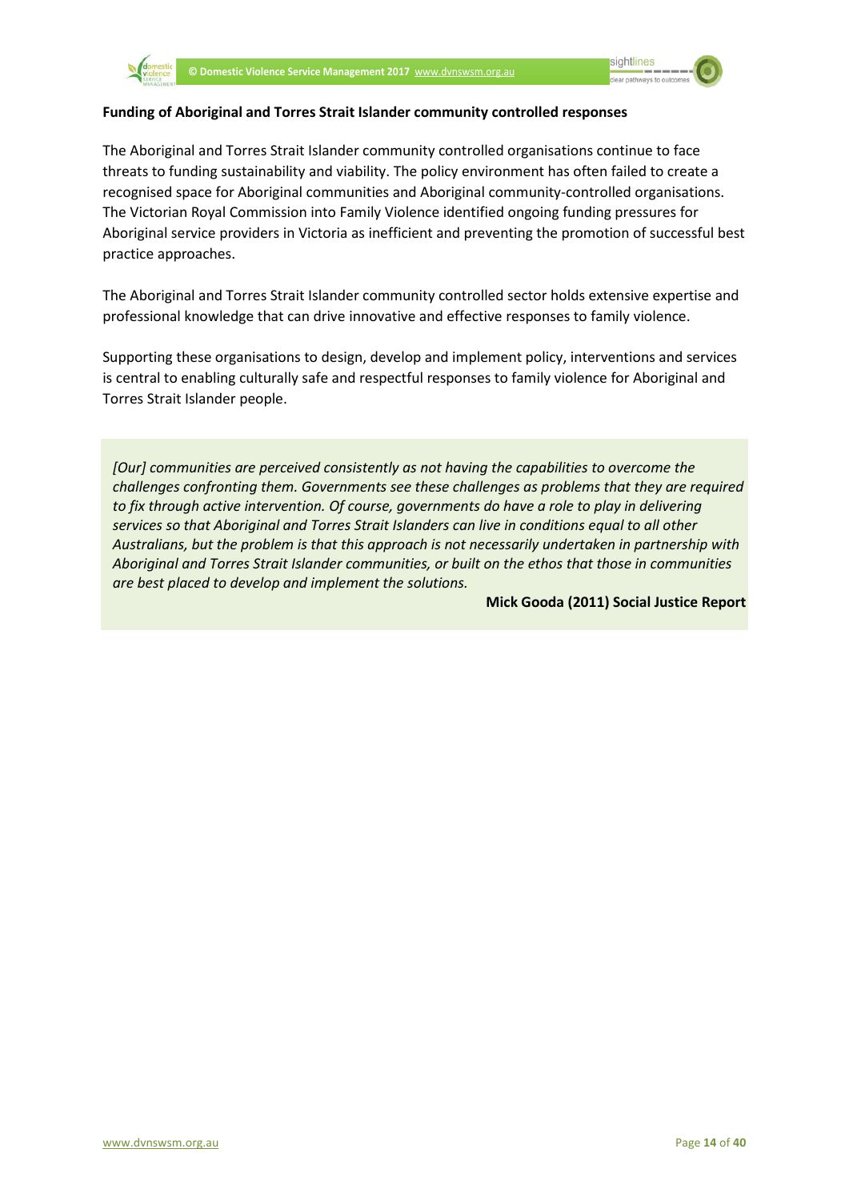**Funding of Aboriginal and Torres Strait Islander community controlled responses**

The Aboriginal and Torres Strait Islander community controlled organisations continue to face threats to funding sustainability and viability. The policy environment has often failed to create a recognised space for Aboriginal communities and Aboriginal community-controlled organisations. The Victorian Royal Commission into Family Violence identified ongoing funding pressures for Aboriginal service providers in Victoria as inefficient and preventing the promotion of successful best practice approaches.

The Aboriginal and Torres Strait Islander community controlled sector holds extensive expertise and professional knowledge that can drive innovative and effective responses to family violence.

Supporting these organisations to design, develop and implement policy, interventions and services is central to enabling culturally safe and respectful responses to family violence for Aboriginal and Torres Strait Islander people.

> *[Our] communities are perceived consistently as not having the capabilities to overcome the challenges confronting them. Governments see these challenges as problems that they are required to fix through active intervention. Of course, governments do have a role to play in delivering services so that Aboriginal and Torres Strait Islanders can live in conditions equal to all other Australians, but the problem is that this approach is not necessarily undertaken in partnership with Aboriginal and Torres Strait Islander communities, or built on the ethos that those in communities are best placed to develop and implement the solutions.*
>
> **Mick Gooda (2011) Social Justice Report**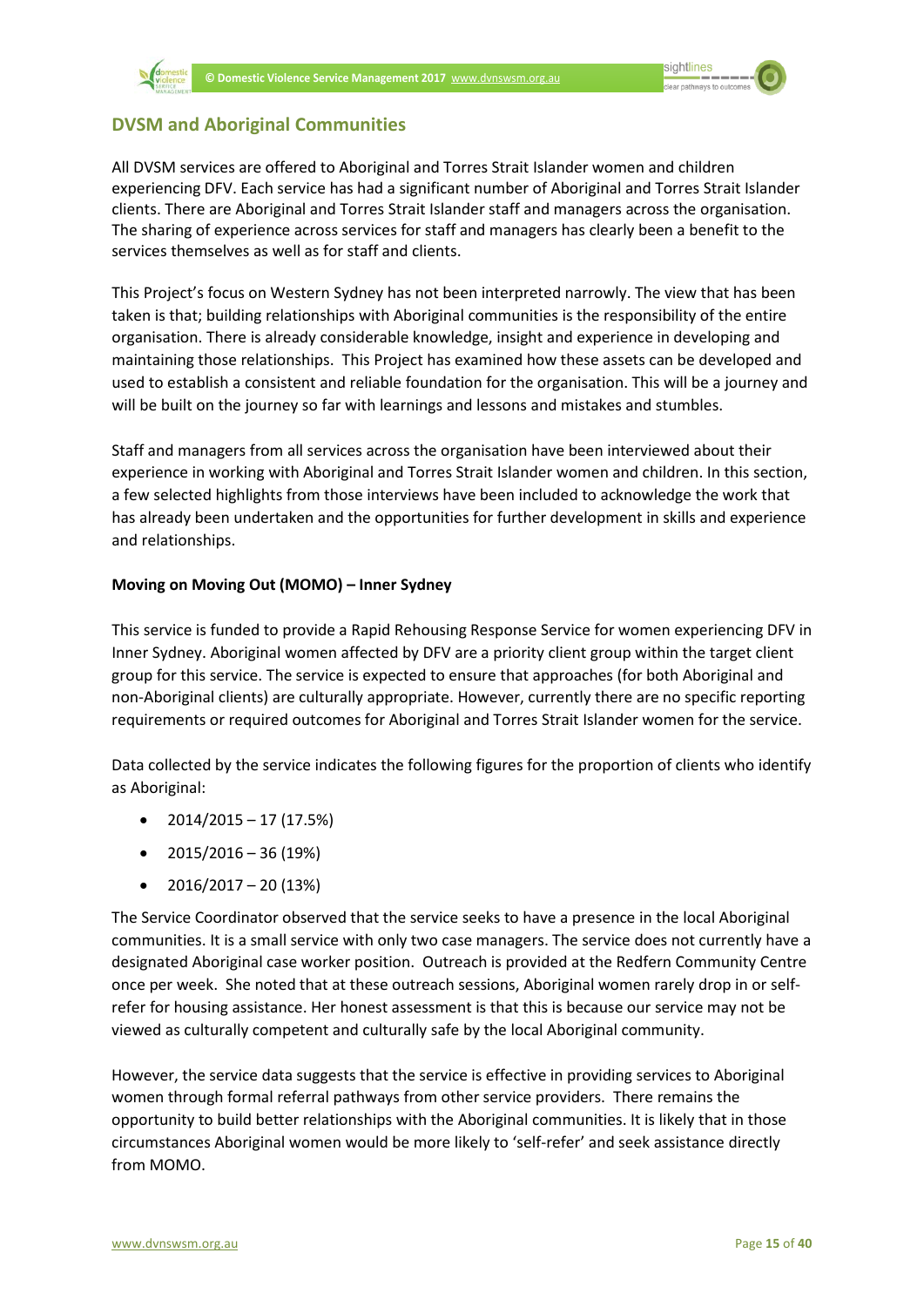## DVSM and Aboriginal Communities

All DVSM services are offered to Aboriginal and Torres Strait Islander women and children experiencing DFV. Each service has had a significant number of Aboriginal and Torres Strait Islander clients. There are Aboriginal and Torres Strait Islander staff and managers across the organisation. The sharing of experience across services for staff and managers has clearly been a benefit to the services themselves as well as for staff and clients.

This Project's focus on Western Sydney has not been interpreted narrowly. The view that has been taken is that; building relationships with Aboriginal communities is the responsibility of the entire organisation. There is already considerable knowledge, insight and experience in developing and maintaining those relationships. This Project has examined how these assets can be developed and used to establish a consistent and reliable foundation for the organisation. This will be a journey and will be built on the journey so far with learnings and lessons and mistakes and stumbles.

Staff and managers from all services across the organisation have been interviewed about their experience in working with Aboriginal and Torres Strait Islander women and children. In this section, a few selected highlights from those interviews have been included to acknowledge the work that has already been undertaken and the opportunities for further development in skills and experience and relationships.

**Moving on Moving Out (MOMO) – Inner Sydney**

This service is funded to provide a Rapid Rehousing Response Service for women experiencing DFV in Inner Sydney. Aboriginal women affected by DFV are a priority client group within the target client group for this service. The service is expected to ensure that approaches (for both Aboriginal and non-Aboriginal clients) are culturally appropriate. However, currently there are no specific reporting requirements or required outcomes for Aboriginal and Torres Strait Islander women for the service.

Data collected by the service indicates the following figures for the proportion of clients who identify as Aboriginal:

- 2014/2015 – 17 (17.5%)
- 2015/2016 – 36 (19%)
- 2016/2017 – 20 (13%)

The Service Coordinator observed that the service seeks to have a presence in the local Aboriginal communities. It is a small service with only two case managers. The service does not currently have a designated Aboriginal case worker position. Outreach is provided at the Redfern Community Centre once per week. She noted that at these outreach sessions, Aboriginal women rarely drop in or self-refer for housing assistance. Her honest assessment is that this is because our service may not be viewed as culturally competent and culturally safe by the local Aboriginal community.

However, the service data suggests that the service is effective in providing services to Aboriginal women through formal referral pathways from other service providers. There remains the opportunity to build better relationships with the Aboriginal communities. It is likely that in those circumstances Aboriginal women would be more likely to 'self-refer' and seek assistance directly from MOMO.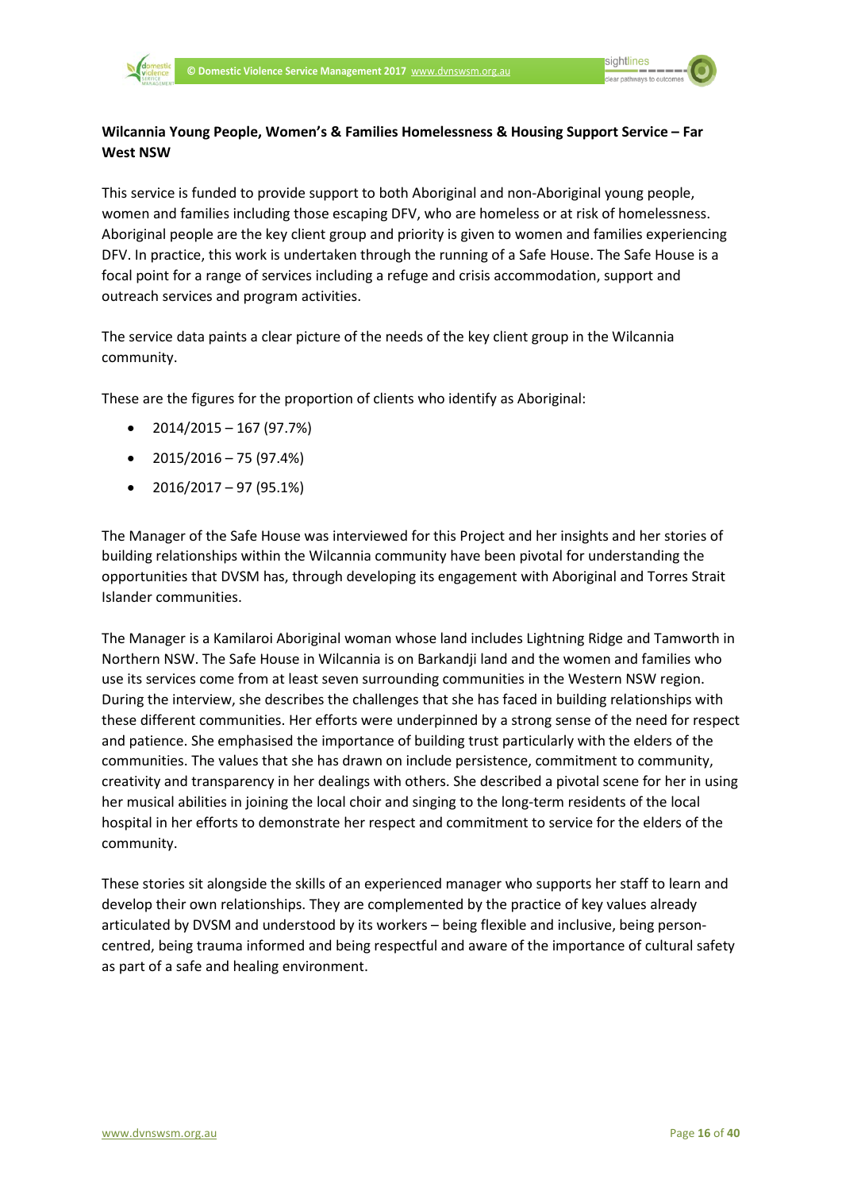**Wilcannia Young People, Women's & Families Homelessness & Housing Support Service – Far West NSW**

This service is funded to provide support to both Aboriginal and non-Aboriginal young people, women and families including those escaping DFV, who are homeless or at risk of homelessness. Aboriginal people are the key client group and priority is given to women and families experiencing DFV. In practice, this work is undertaken through the running of a Safe House. The Safe House is a focal point for a range of services including a refuge and crisis accommodation, support and outreach services and program activities.

The service data paints a clear picture of the needs of the key client group in the Wilcannia community.

These are the figures for the proportion of clients who identify as Aboriginal:

- 2014/2015 – 167 (97.7%)
- 2015/2016 – 75 (97.4%)
- 2016/2017 – 97 (95.1%)

The Manager of the Safe House was interviewed for this Project and her insights and her stories of building relationships within the Wilcannia community have been pivotal for understanding the opportunities that DVSM has, through developing its engagement with Aboriginal and Torres Strait Islander communities.

The Manager is a Kamilaroi Aboriginal woman whose land includes Lightning Ridge and Tamworth in Northern NSW. The Safe House in Wilcannia is on Barkandji land and the women and families who use its services come from at least seven surrounding communities in the Western NSW region. During the interview, she describes the challenges that she has faced in building relationships with these different communities. Her efforts were underpinned by a strong sense of the need for respect and patience. She emphasised the importance of building trust particularly with the elders of the communities. The values that she has drawn on include persistence, commitment to community, creativity and transparency in her dealings with others. She described a pivotal scene for her in using her musical abilities in joining the local choir and singing to the long-term residents of the local hospital in her efforts to demonstrate her respect and commitment to service for the elders of the community.

These stories sit alongside the skills of an experienced manager who supports her staff to learn and develop their own relationships. They are complemented by the practice of key values already articulated by DVSM and understood by its workers – being flexible and inclusive, being person-centred, being trauma informed and being respectful and aware of the importance of cultural safety as part of a safe and healing environment.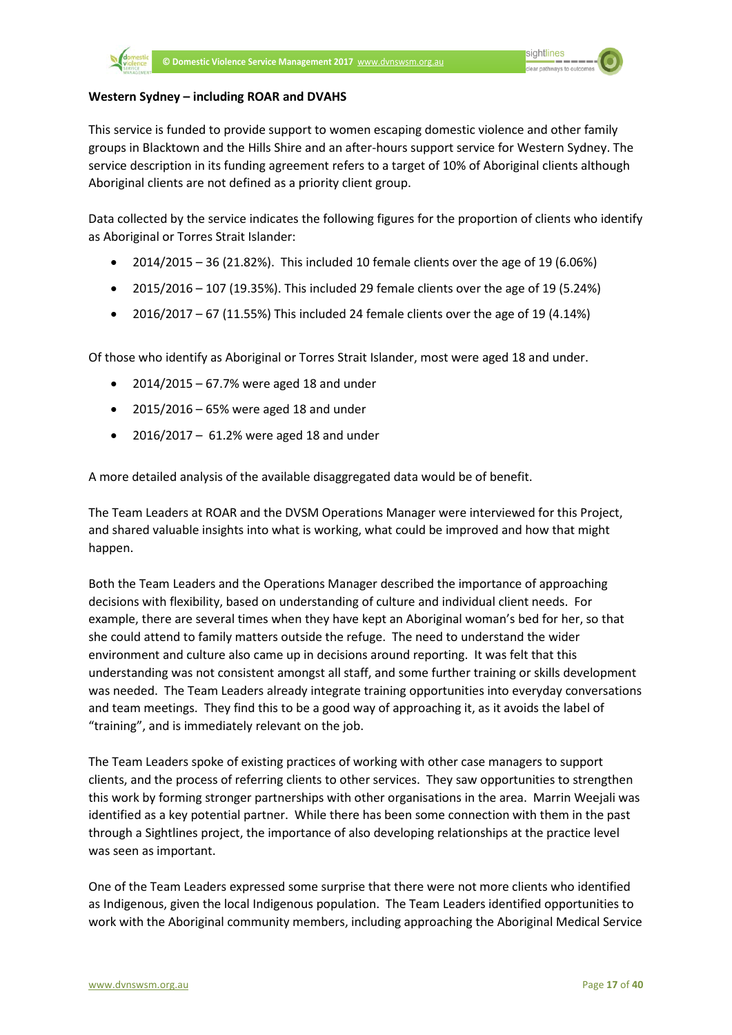**Western Sydney – including ROAR and DVAHS**

This service is funded to provide support to women escaping domestic violence and other family groups in Blacktown and the Hills Shire and an after-hours support service for Western Sydney. The service description in its funding agreement refers to a target of 10% of Aboriginal clients although Aboriginal clients are not defined as a priority client group.

Data collected by the service indicates the following figures for the proportion of clients who identify as Aboriginal or Torres Strait Islander:

- 2014/2015 – 36 (21.82%). This included 10 female clients over the age of 19 (6.06%)
- 2015/2016 – 107 (19.35%). This included 29 female clients over the age of 19 (5.24%)
- 2016/2017 – 67 (11.55%) This included 24 female clients over the age of 19 (4.14%)

Of those who identify as Aboriginal or Torres Strait Islander, most were aged 18 and under.

- 2014/2015 – 67.7% were aged 18 and under
- 2015/2016 – 65% were aged 18 and under
- 2016/2017 – 61.2% were aged 18 and under

A more detailed analysis of the available disaggregated data would be of benefit.

The Team Leaders at ROAR and the DVSM Operations Manager were interviewed for this Project, and shared valuable insights into what is working, what could be improved and how that might happen.

Both the Team Leaders and the Operations Manager described the importance of approaching decisions with flexibility, based on understanding of culture and individual client needs. For example, there are several times when they have kept an Aboriginal woman's bed for her, so that she could attend to family matters outside the refuge. The need to understand the wider environment and culture also came up in decisions around reporting. It was felt that this understanding was not consistent amongst all staff, and some further training or skills development was needed. The Team Leaders already integrate training opportunities into everyday conversations and team meetings. They find this to be a good way of approaching it, as it avoids the label of "training", and is immediately relevant on the job.

The Team Leaders spoke of existing practices of working with other case managers to support clients, and the process of referring clients to other services. They saw opportunities to strengthen this work by forming stronger partnerships with other organisations in the area. Marrin Weejali was identified as a key potential partner. While there has been some connection with them in the past through a Sightlines project, the importance of also developing relationships at the practice level was seen as important.

One of the Team Leaders expressed some surprise that there were not more clients who identified as Indigenous, given the local Indigenous population. The Team Leaders identified opportunities to work with the Aboriginal community members, including approaching the Aboriginal Medical Service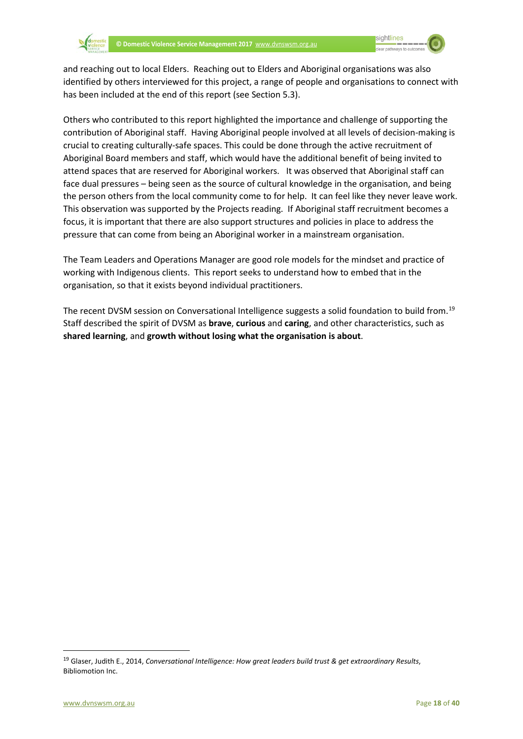and reaching out to local Elders. Reaching out to Elders and Aboriginal organisations was also identified by others interviewed for this project, a range of people and organisations to connect with has been included at the end of this report (see Section 5.3).

Others who contributed to this report highlighted the importance and challenge of supporting the contribution of Aboriginal staff. Having Aboriginal people involved at all levels of decision-making is crucial to creating culturally-safe spaces. This could be done through the active recruitment of Aboriginal Board members and staff, which would have the additional benefit of being invited to attend spaces that are reserved for Aboriginal workers. It was observed that Aboriginal staff can face dual pressures – being seen as the source of cultural knowledge in the organisation, and being the person others from the local community come to for help. It can feel like they never leave work. This observation was supported by the Projects reading. If Aboriginal staff recruitment becomes a focus, it is important that there are also support structures and policies in place to address the pressure that can come from being an Aboriginal worker in a mainstream organisation.

The Team Leaders and Operations Manager are good role models for the mindset and practice of working with Indigenous clients. This report seeks to understand how to embed that in the organisation, so that it exists beyond individual practitioners.

The recent DVSM session on Conversational Intelligence suggests a solid foundation to build from.[19] Staff described the spirit of DVSM as **brave**, **curious** and **caring**, and other characteristics, such as **shared learning**, and **growth without losing what the organisation is about**.

[19] Glaser, Judith E., 2014, *Conversational Intelligence: How great leaders build trust & get extraordinary Results*, Bibliomotion Inc.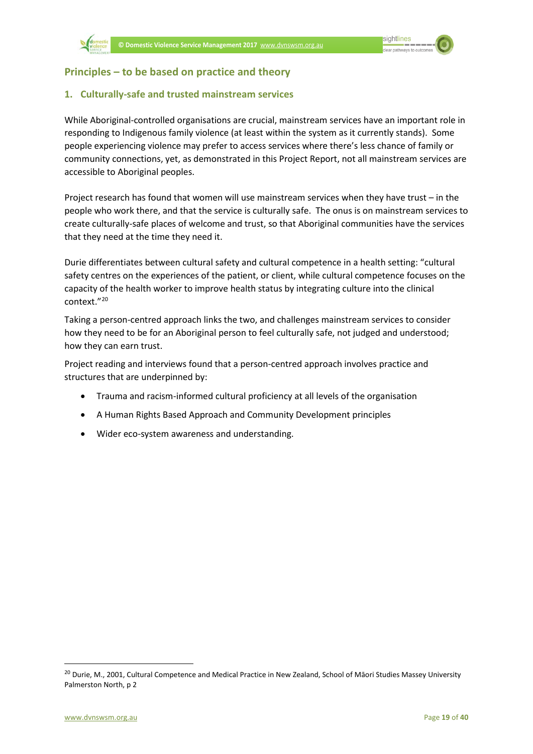## Principles – to be based on practice and theory

### 1. Culturally-safe and trusted mainstream services

While Aboriginal-controlled organisations are crucial, mainstream services have an important role in responding to Indigenous family violence (at least within the system as it currently stands). Some people experiencing violence may prefer to access services where there's less chance of family or community connections, yet, as demonstrated in this Project Report, not all mainstream services are accessible to Aboriginal peoples.

Project research has found that women will use mainstream services when they have trust – in the people who work there, and that the service is culturally safe. The onus is on mainstream services to create culturally-safe places of welcome and trust, so that Aboriginal communities have the services that they need at the time they need it.

Durie differentiates between cultural safety and cultural competence in a health setting: "cultural safety centres on the experiences of the patient, or client, while cultural competence focuses on the capacity of the health worker to improve health status by integrating culture into the clinical context."[20]

Taking a person-centred approach links the two, and challenges mainstream services to consider how they need to be for an Aboriginal person to feel culturally safe, not judged and understood; how they can earn trust.

Project reading and interviews found that a person-centred approach involves practice and structures that are underpinned by:

- Trauma and racism-informed cultural proficiency at all levels of the organisation
- A Human Rights Based Approach and Community Development principles
- Wider eco-system awareness and understanding.

[20] Durie, M., 2001, Cultural Competence and Medical Practice in New Zealand, School of Māori Studies Massey University Palmerston North, p 2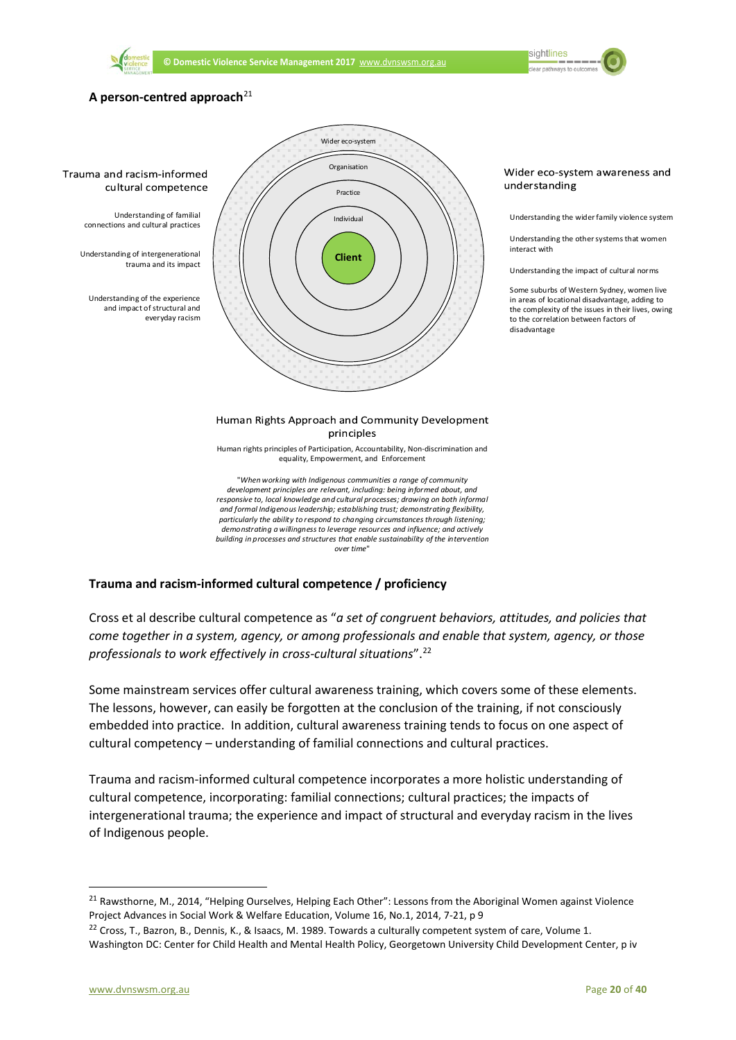**A person-centred approach**[21]

Wider eco-system

Organisation

Practice

Individual

**Client**

Trauma and racism-informed cultural competence

Understanding of familial connections and cultural practices

Understanding of intergenerational trauma and its impact

Understanding of the experience and impact of structural and everyday racism

Wider eco-system awareness and understanding

Understanding the wider family violence system

Understanding the other systems that women interact with

Understanding the impact of cultural norms

Some suburbs of Western Sydney, women live in areas of locational disadvantage, adding to the complexity of the issues in their lives, owing to the correlation between factors of disadvantage

Human Rights Approach and Community Development principles

Human rights principles of Participation, Accountability, Non-discrimination and equality, Empowerment, and Enforcement

"*When working with Indigenous communities a range of community development principles are relevant, including: being informed about, and responsive to, local knowledge and cultural processes; drawing on both informal and formal Indigenous leadership; establishing trust; demonstrating flexibility, particularly the ability to respond to changing circumstances through listening; demonstrating a willingness to leverage resources and influence; and actively building in processes and structures that enable sustainability of the intervention over time*"

**Trauma and racism-informed cultural competence / proficiency**

Cross et al describe cultural competence as "*a set of congruent behaviors, attitudes, and policies that come together in a system, agency, or among professionals and enable that system, agency, or those professionals to work effectively in cross-cultural situations*".[22]

Some mainstream services offer cultural awareness training, which covers some of these elements. The lessons, however, can easily be forgotten at the conclusion of the training, if not consciously embedded into practice. In addition, cultural awareness training tends to focus on one aspect of cultural competency – understanding of familial connections and cultural practices.

Trauma and racism-informed cultural competence incorporates a more holistic understanding of cultural competence, incorporating: familial connections; cultural practices; the impacts of intergenerational trauma; the experience and impact of structural and everyday racism in the lives of Indigenous people.

---

[21] Rawsthorne, M., 2014, "Helping Ourselves, Helping Each Other": Lessons from the Aboriginal Women against Violence Project Advances in Social Work & Welfare Education, Volume 16, No.1, 2014, 7-21, p 9

[22] Cross, T., Bazron, B., Dennis, K., & Isaacs, M. 1989. Towards a culturally competent system of care, Volume 1. Washington DC: Center for Child Health and Mental Health Policy, Georgetown University Child Development Center, p iv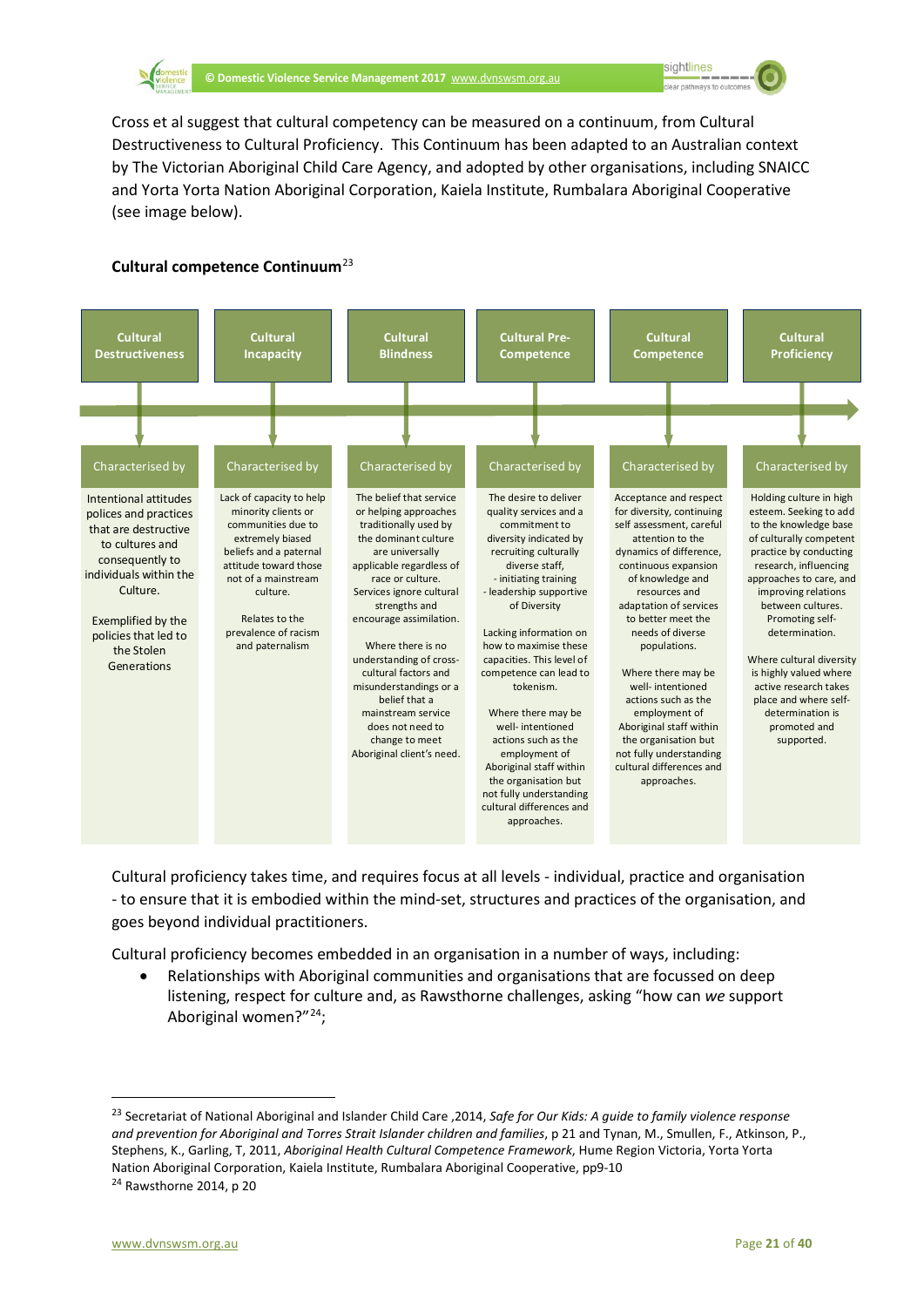Cross et al suggest that cultural competency can be measured on a continuum, from Cultural Destructiveness to Cultural Proficiency. This Continuum has been adapted to an Australian context by The Victorian Aboriginal Child Care Agency, and adopted by other organisations, including SNAICC and Yorta Yorta Nation Aboriginal Corporation, Kaiela Institute, Rumbalara Aboriginal Cooperative (see image below).

**Cultural competence Continuum**[23]

| Cultural Destructiveness | Cultural Incapacity | Cultural Blindness | Cultural Pre-Competence | Cultural Competence | Cultural Proficiency |
|---|---|---|---|---|---|
| Characterised by | Characterised by | Characterised by | Characterised by | Characterised by | Characterised by |
| Intentional attitudes polices and practices that are destructive to cultures and consequently to individuals within the Culture.<br><br>Exemplified by the policies that led to the Stolen Generations | Lack of capacity to help minority clients or communities due to extremely biased beliefs and a paternal attitude toward those not of a mainstream culture.<br><br>Relates to the prevalence of racism and paternalism | The belief that service or helping approaches traditionally used by the dominant culture are universally applicable regardless of race or culture. Services ignore cultural strengths and encourage assimilation.<br><br>Where there is no understanding of cross-cultural factors and misunderstandings or a belief that a mainstream service does not need to change to meet Aboriginal client's need. | The desire to deliver quality services and a commitment to diversity indicated by recruiting culturally diverse staff, - initiating training - leadership supportive of Diversity<br><br>Lacking information on how to maximise these capacities. This level of competence can lead to tokenism.<br><br>Where there may be well- intentioned actions such as the employment of Aboriginal staff within the organisation but not fully understanding cultural differences and approaches. | Acceptance and respect for diversity, continuing self assessment, careful attention to the dynamics of difference, continuous expansion of knowledge and resources and adaptation of services to better meet the needs of diverse populations.<br><br>Where there may be well- intentioned actions such as the employment of Aboriginal staff within the organisation but not fully understanding cultural differences and approaches. | Holding culture in high esteem. Seeking to add to the knowledge base of culturally competent practice by conducting research, influencing approaches to care, and improving relations between cultures. Promoting self-determination.<br><br>Where cultural diversity is highly valued where active research takes place and where self-determination is promoted and supported. |

Cultural proficiency takes time, and requires focus at all levels - individual, practice and organisation - to ensure that it is embodied within the mind-set, structures and practices of the organisation, and goes beyond individual practitioners.

Cultural proficiency becomes embedded in an organisation in a number of ways, including:

- Relationships with Aboriginal communities and organisations that are focussed on deep listening, respect for culture and, as Rawsthorne challenges, asking "how can *we* support Aboriginal women?"[24];

---

[23] Secretariat of National Aboriginal and Islander Child Care ,2014, *Safe for Our Kids: A guide to family violence response and prevention for Aboriginal and Torres Strait Islander children and families*, p 21 and Tynan, M., Smullen, F., Atkinson, P., Stephens, K., Garling, T, 2011, *Aboriginal Health Cultural Competence Framework*, Hume Region Victoria, Yorta Yorta Nation Aboriginal Corporation, Kaiela Institute, Rumbalara Aboriginal Cooperative, pp9-10

[24] Rawsthorne 2014, p 20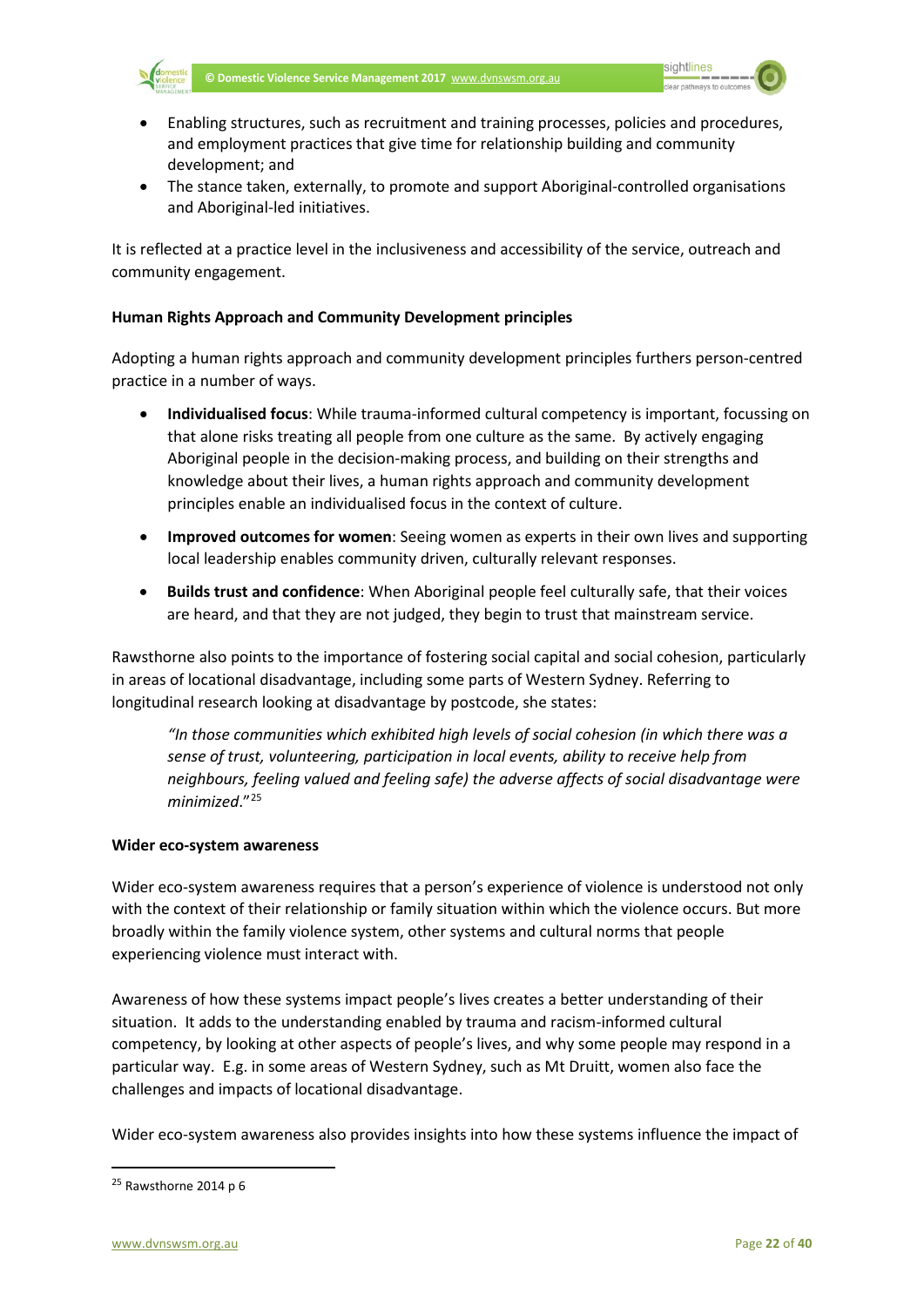- Enabling structures, such as recruitment and training processes, policies and procedures, and employment practices that give time for relationship building and community development; and
- The stance taken, externally, to promote and support Aboriginal-controlled organisations and Aboriginal-led initiatives.

It is reflected at a practice level in the inclusiveness and accessibility of the service, outreach and community engagement.

**Human Rights Approach and Community Development principles**

Adopting a human rights approach and community development principles furthers person-centred practice in a number of ways.

- **Individualised focus**: While trauma-informed cultural competency is important, focussing on that alone risks treating all people from one culture as the same. By actively engaging Aboriginal people in the decision-making process, and building on their strengths and knowledge about their lives, a human rights approach and community development principles enable an individualised focus in the context of culture.
- **Improved outcomes for women**: Seeing women as experts in their own lives and supporting local leadership enables community driven, culturally relevant responses.
- **Builds trust and confidence**: When Aboriginal people feel culturally safe, that their voices are heard, and that they are not judged, they begin to trust that mainstream service.

Rawsthorne also points to the importance of fostering social capital and social cohesion, particularly in areas of locational disadvantage, including some parts of Western Sydney. Referring to longitudinal research looking at disadvantage by postcode, she states:

> *"In those communities which exhibited high levels of social cohesion (in which there was a sense of trust, volunteering, participation in local events, ability to receive help from neighbours, feeling valued and feeling safe) the adverse affects of social disadvantage were minimized*."[25]

**Wider eco-system awareness**

Wider eco-system awareness requires that a person's experience of violence is understood not only with the context of their relationship or family situation within which the violence occurs. But more broadly within the family violence system, other systems and cultural norms that people experiencing violence must interact with.

Awareness of how these systems impact people's lives creates a better understanding of their situation. It adds to the understanding enabled by trauma and racism-informed cultural competency, by looking at other aspects of people's lives, and why some people may respond in a particular way. E.g. in some areas of Western Sydney, such as Mt Druitt, women also face the challenges and impacts of locational disadvantage.

Wider eco-system awareness also provides insights into how these systems influence the impact of

---

[25] Rawsthorne 2014 p 6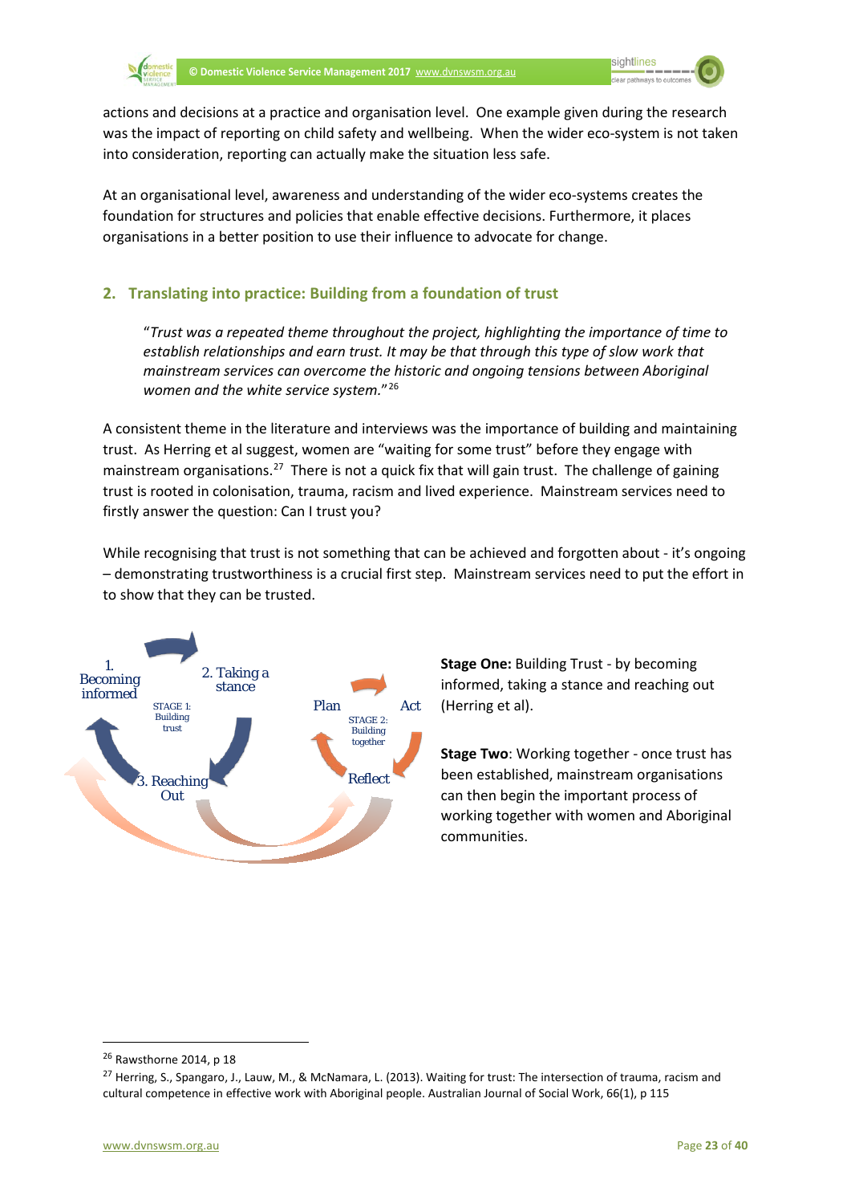actions and decisions at a practice and organisation level. One example given during the research was the impact of reporting on child safety and wellbeing. When the wider eco-system is not taken into consideration, reporting can actually make the situation less safe.

At an organisational level, awareness and understanding of the wider eco-systems creates the foundation for structures and policies that enable effective decisions. Furthermore, it places organisations in a better position to use their influence to advocate for change.

## 2. Translating into practice: Building from a foundation of trust

> "*Trust was a repeated theme throughout the project, highlighting the importance of time to establish relationships and earn trust. It may be that through this type of slow work that mainstream services can overcome the historic and ongoing tensions between Aboriginal women and the white service system.*"[26]

A consistent theme in the literature and interviews was the importance of building and maintaining trust. As Herring et al suggest, women are "waiting for some trust" before they engage with mainstream organisations.[27] There is not a quick fix that will gain trust. The challenge of gaining trust is rooted in colonisation, trauma, racism and lived experience. Mainstream services need to firstly answer the question: Can I trust you?

While recognising that trust is not something that can be achieved and forgotten about - it's ongoing – demonstrating trustworthiness is a crucial first step. Mainstream services need to put the effort in to show that they can be trusted.

1. Becoming informed
2. Taking a stance
3. Reaching Out

STAGE 1: Building trust

Plan — Act — Reflect

STAGE 2: Building together

**Stage One:** Building Trust - by becoming informed, taking a stance and reaching out (Herring et al).

**Stage Two**: Working together - once trust has been established, mainstream organisations can then begin the important process of working together with women and Aboriginal communities.

---

[26] Rawsthorne 2014, p 18

[27] Herring, S., Spangaro, J., Lauw, M., & McNamara, L. (2013). Waiting for trust: The intersection of trauma, racism and cultural competence in effective work with Aboriginal people. Australian Journal of Social Work, 66(1), p 115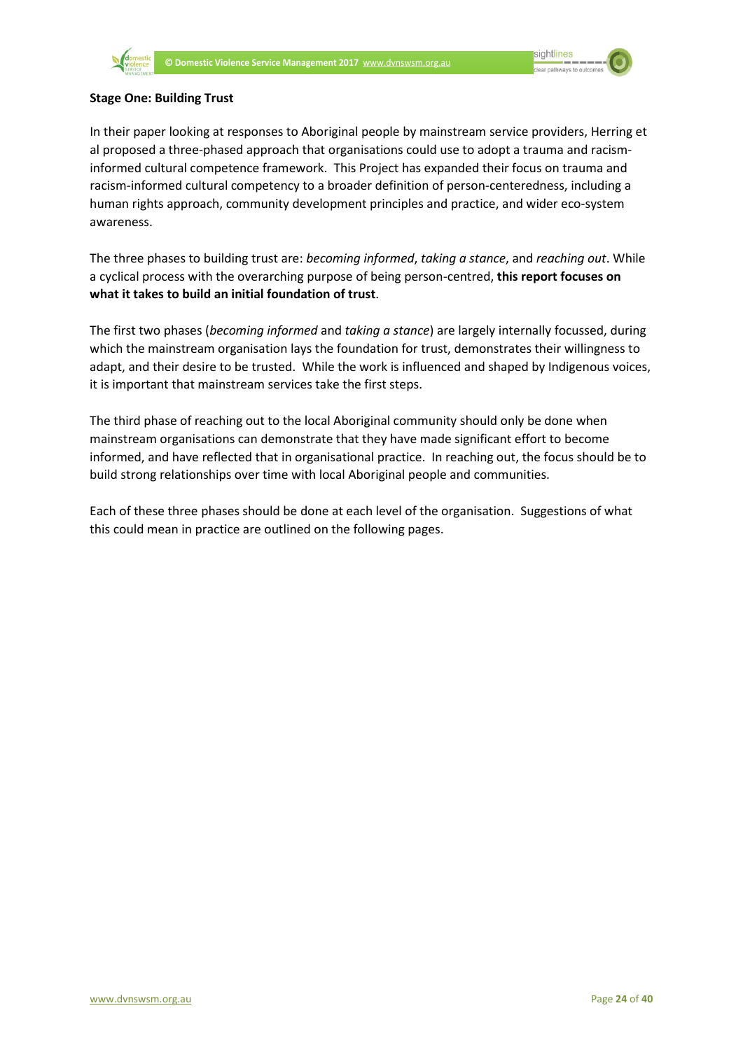**Stage One: Building Trust**

In their paper looking at responses to Aboriginal people by mainstream service providers, Herring et al proposed a three-phased approach that organisations could use to adopt a trauma and racism-informed cultural competence framework. This Project has expanded their focus on trauma and racism-informed cultural competency to a broader definition of person-centeredness, including a human rights approach, community development principles and practice, and wider eco-system awareness.

The three phases to building trust are: *becoming informed*, *taking a stance*, and *reaching out*. While a cyclical process with the overarching purpose of being person-centred, **this report focuses on what it takes to build an initial foundation of trust**.

The first two phases (*becoming informed* and *taking a stance*) are largely internally focussed, during which the mainstream organisation lays the foundation for trust, demonstrates their willingness to adapt, and their desire to be trusted. While the work is influenced and shaped by Indigenous voices, it is important that mainstream services take the first steps.

The third phase of reaching out to the local Aboriginal community should only be done when mainstream organisations can demonstrate that they have made significant effort to become informed, and have reflected that in organisational practice. In reaching out, the focus should be to build strong relationships over time with local Aboriginal people and communities.

Each of these three phases should be done at each level of the organisation. Suggestions of what this could mean in practice are outlined on the following pages.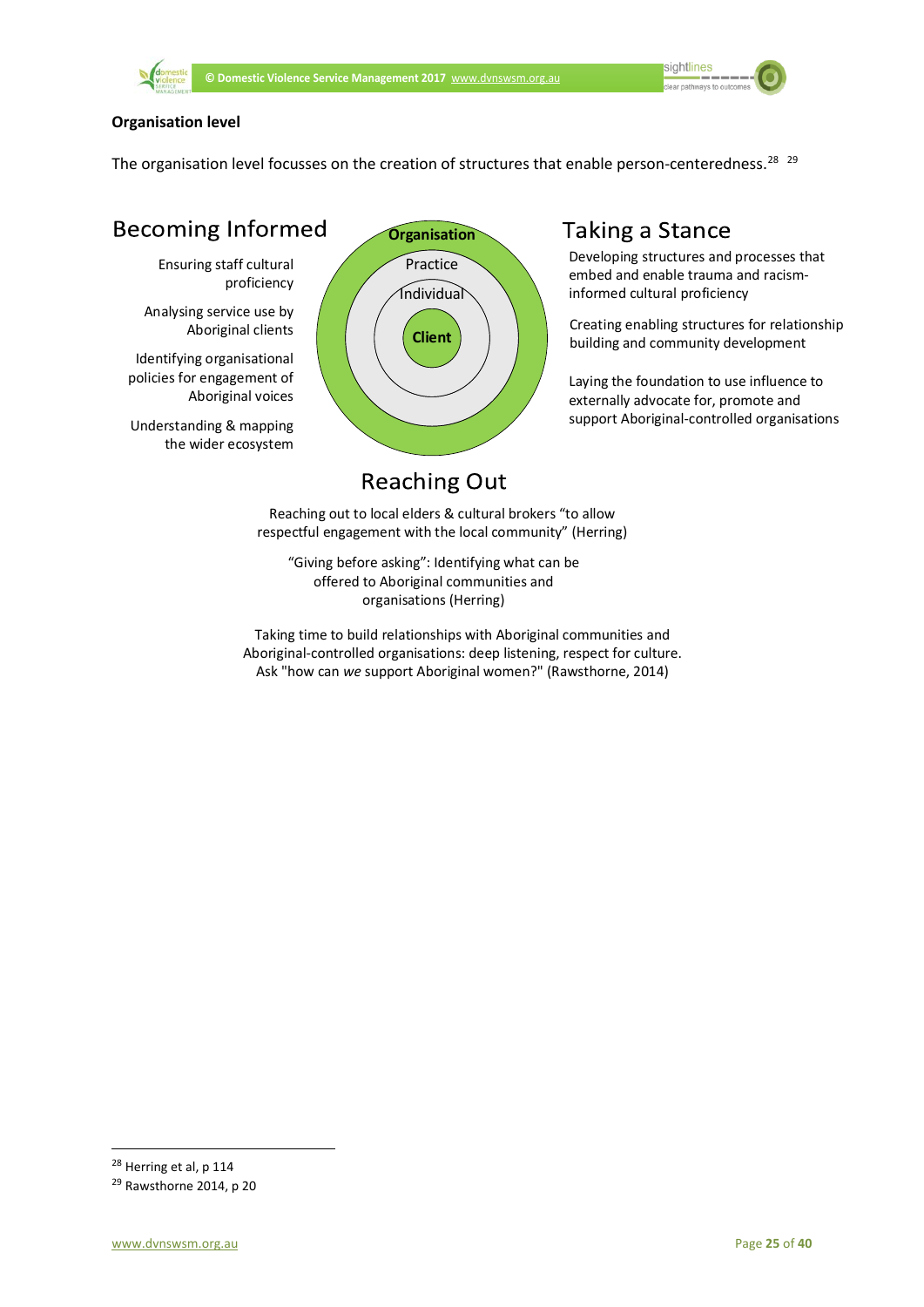**Organisation level**

The organisation level focusses on the creation of structures that enable person-centeredness.[28] [29]

## Becoming Informed

Ensuring staff cultural proficiency

Analysing service use by Aboriginal clients

Identifying organisational policies for engagement of Aboriginal voices

Understanding & mapping the wider ecosystem

**Organisation**

Practice

Individual

**Client**

## Taking a Stance

Developing structures and processes that embed and enable trauma and racism-informed cultural proficiency

Creating enabling structures for relationship building and community development

Laying the foundation to use influence to externally advocate for, promote and support Aboriginal-controlled organisations

## Reaching Out

Reaching out to local elders & cultural brokers "to allow respectful engagement with the local community" (Herring)

"Giving before asking": Identifying what can be offered to Aboriginal communities and organisations (Herring)

Taking time to build relationships with Aboriginal communities and Aboriginal-controlled organisations: deep listening, respect for culture. Ask "how can *we* support Aboriginal women?" (Rawsthorne, 2014)

---

[28] Herring et al, p 114

[29] Rawsthorne 2014, p 20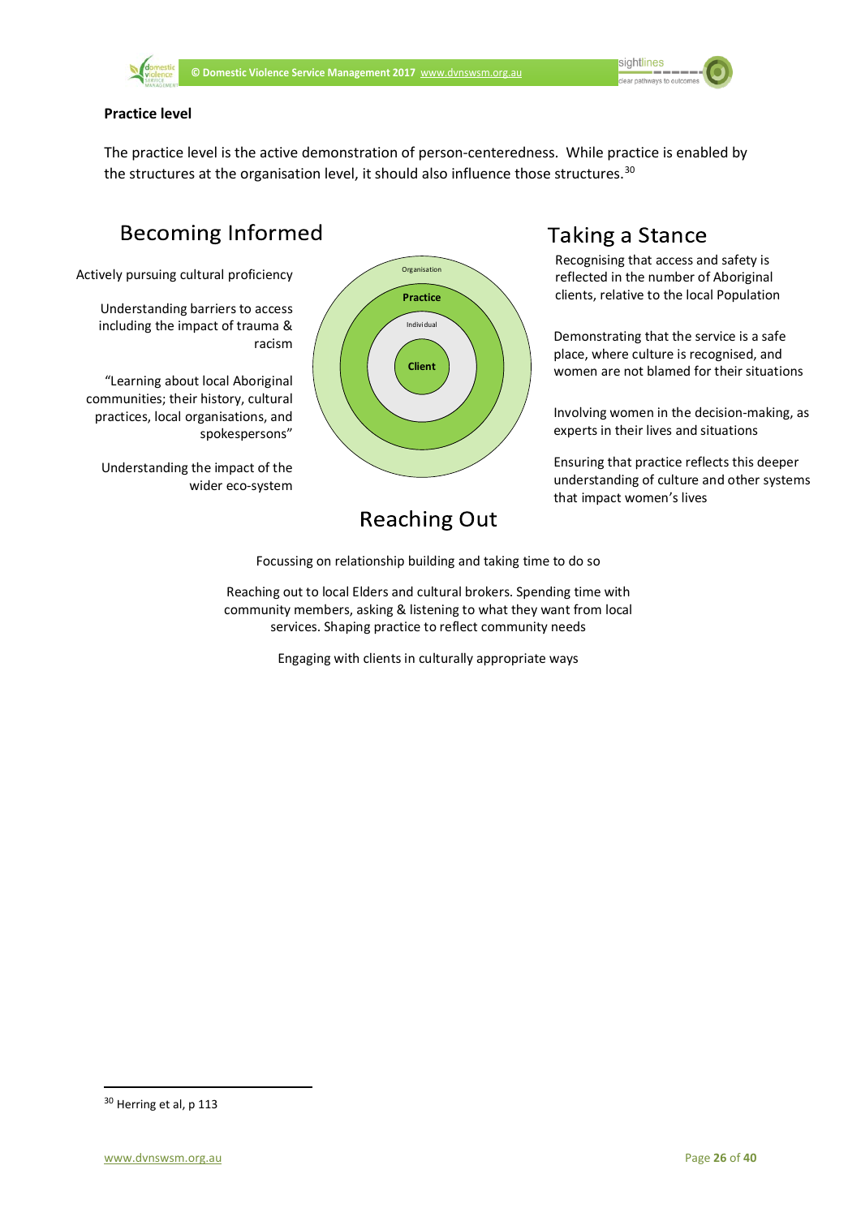**Practice level**

The practice level is the active demonstration of person-centeredness. While practice is enabled by the structures at the organisation level, it should also influence those structures.[30]

## Becoming Informed

Actively pursuing cultural proficiency

Understanding barriers to access including the impact of trauma & racism

"Learning about local Aboriginal communities; their history, cultural practices, local organisations, and spokespersons"

Understanding the impact of the wider eco-system

Organisation

Practice

Individual

Client

## Taking a Stance

Recognising that access and safety is reflected in the number of Aboriginal clients, relative to the local Population

Demonstrating that the service is a safe place, where culture is recognised, and women are not blamed for their situations

Involving women in the decision-making, as experts in their lives and situations

Ensuring that practice reflects this deeper understanding of culture and other systems that impact women's lives

## Reaching Out

Focussing on relationship building and taking time to do so

Reaching out to local Elders and cultural brokers. Spending time with community members, asking & listening to what they want from local services. Shaping practice to reflect community needs

Engaging with clients in culturally appropriate ways

---

[30] Herring et al, p 113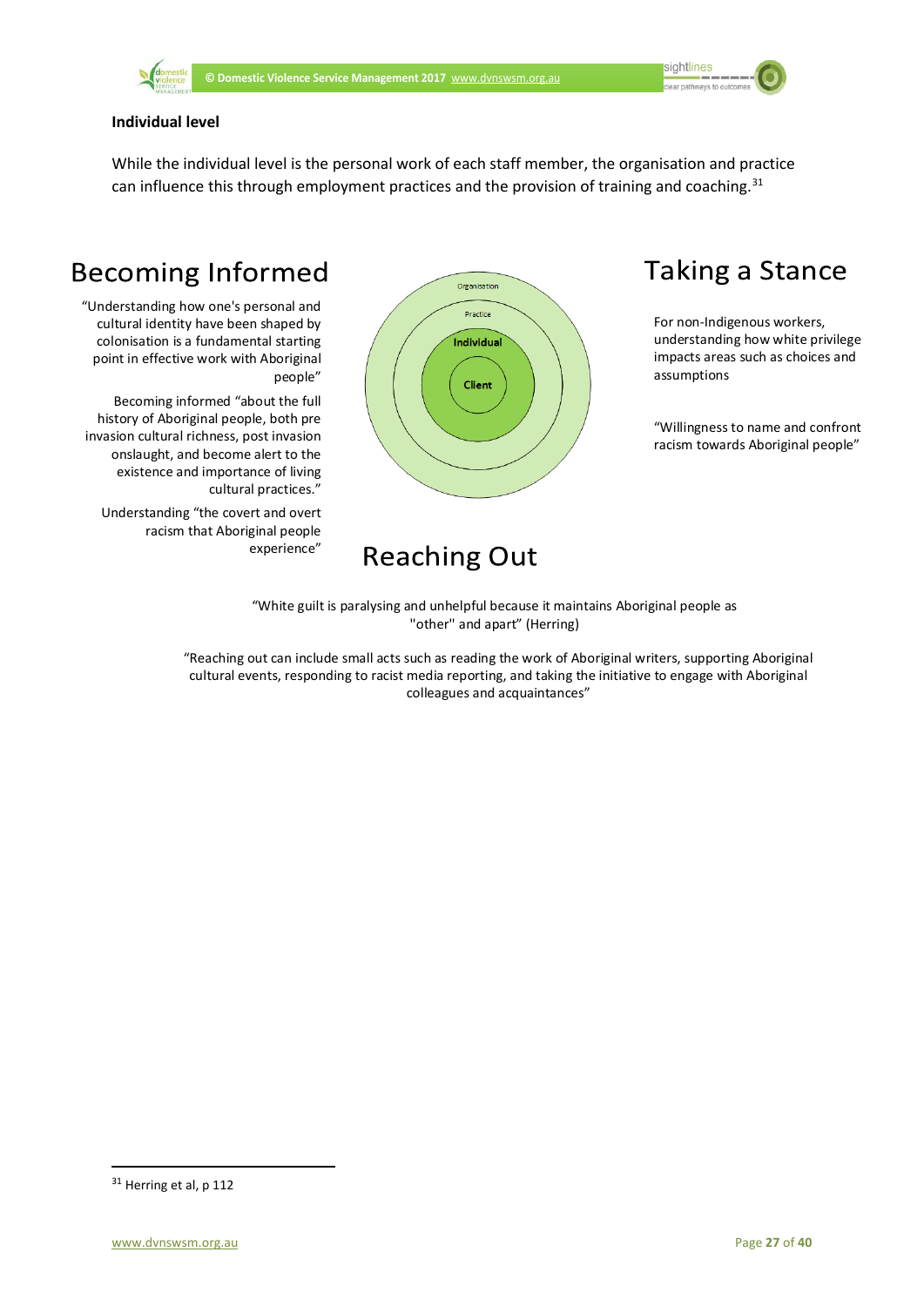**Individual level**

While the individual level is the personal work of each staff member, the organisation and practice can influence this through employment practices and the provision of training and coaching.[31]

## Becoming Informed

"Understanding how one's personal and cultural identity have been shaped by colonisation is a fundamental starting point in effective work with Aboriginal people"

Becoming informed "about the full history of Aboriginal people, both pre invasion cultural richness, post invasion onslaught, and become alert to the existence and importance of living cultural practices."

Understanding "the covert and overt racism that Aboriginal people experience"

Organisation

Practice

Individual

Client

## Taking a Stance

For non-Indigenous workers, understanding how white privilege impacts areas such as choices and assumptions

"Willingness to name and confront racism towards Aboriginal people"

## Reaching Out

"White guilt is paralysing and unhelpful because it maintains Aboriginal people as "other" and apart" (Herring)

"Reaching out can include small acts such as reading the work of Aboriginal writers, supporting Aboriginal cultural events, responding to racist media reporting, and taking the initiative to engage with Aboriginal colleagues and acquaintances"

---

[31] Herring et al, p 112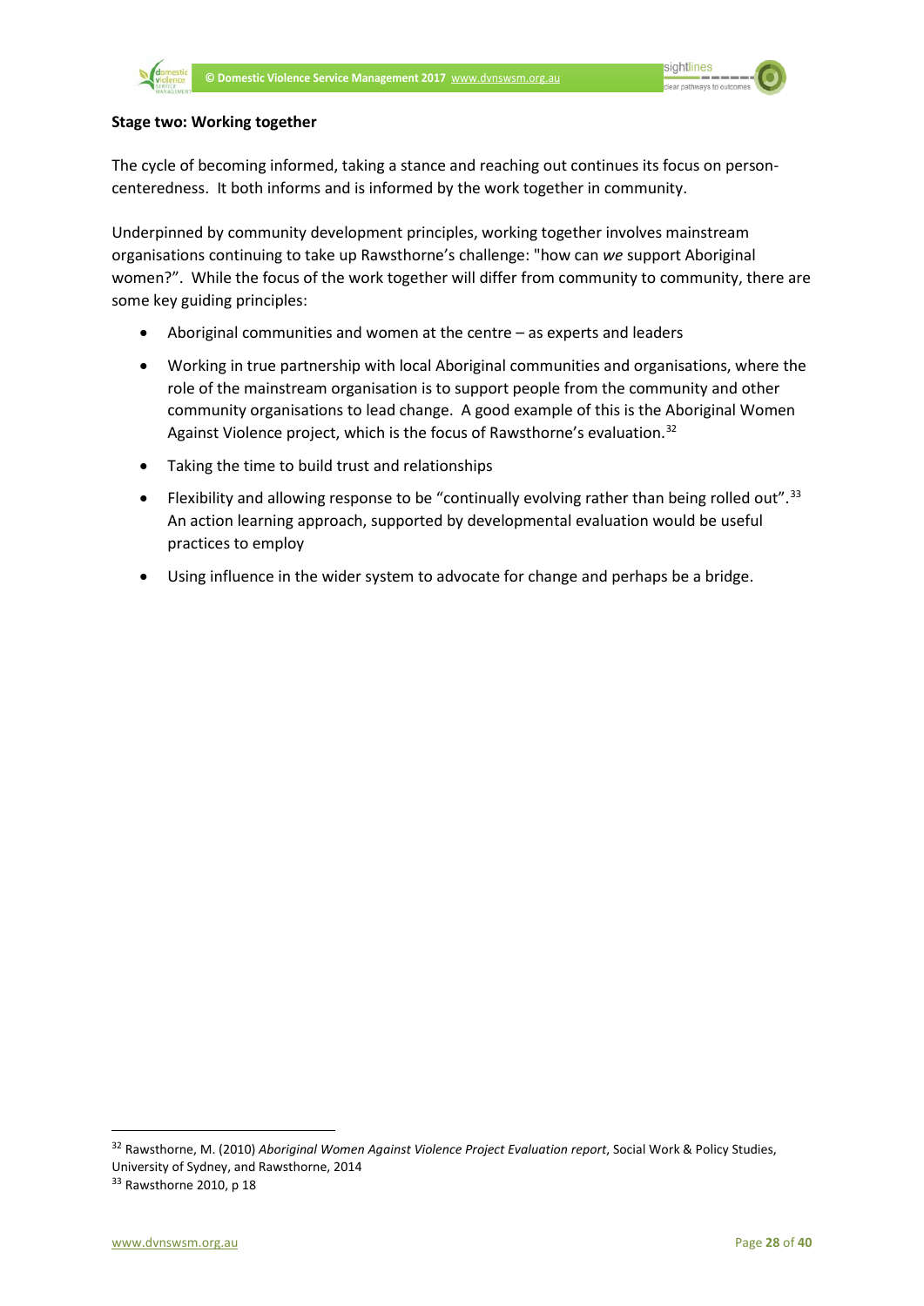**Stage two: Working together**

The cycle of becoming informed, taking a stance and reaching out continues its focus on person-centeredness. It both informs and is informed by the work together in community.

Underpinned by community development principles, working together involves mainstream organisations continuing to take up Rawsthorne's challenge: "how can *we* support Aboriginal women?". While the focus of the work together will differ from community to community, there are some key guiding principles:

- Aboriginal communities and women at the centre – as experts and leaders
- Working in true partnership with local Aboriginal communities and organisations, where the role of the mainstream organisation is to support people from the community and other community organisations to lead change. A good example of this is the Aboriginal Women Against Violence project, which is the focus of Rawsthorne's evaluation.[32]
- Taking the time to build trust and relationships
- Flexibility and allowing response to be "continually evolving rather than being rolled out".[33] An action learning approach, supported by developmental evaluation would be useful practices to employ
- Using influence in the wider system to advocate for change and perhaps be a bridge.

---

[32] Rawsthorne, M. (2010) *Aboriginal Women Against Violence Project Evaluation report*, Social Work & Policy Studies, University of Sydney, and Rawsthorne, 2014

[33] Rawsthorne 2010, p 18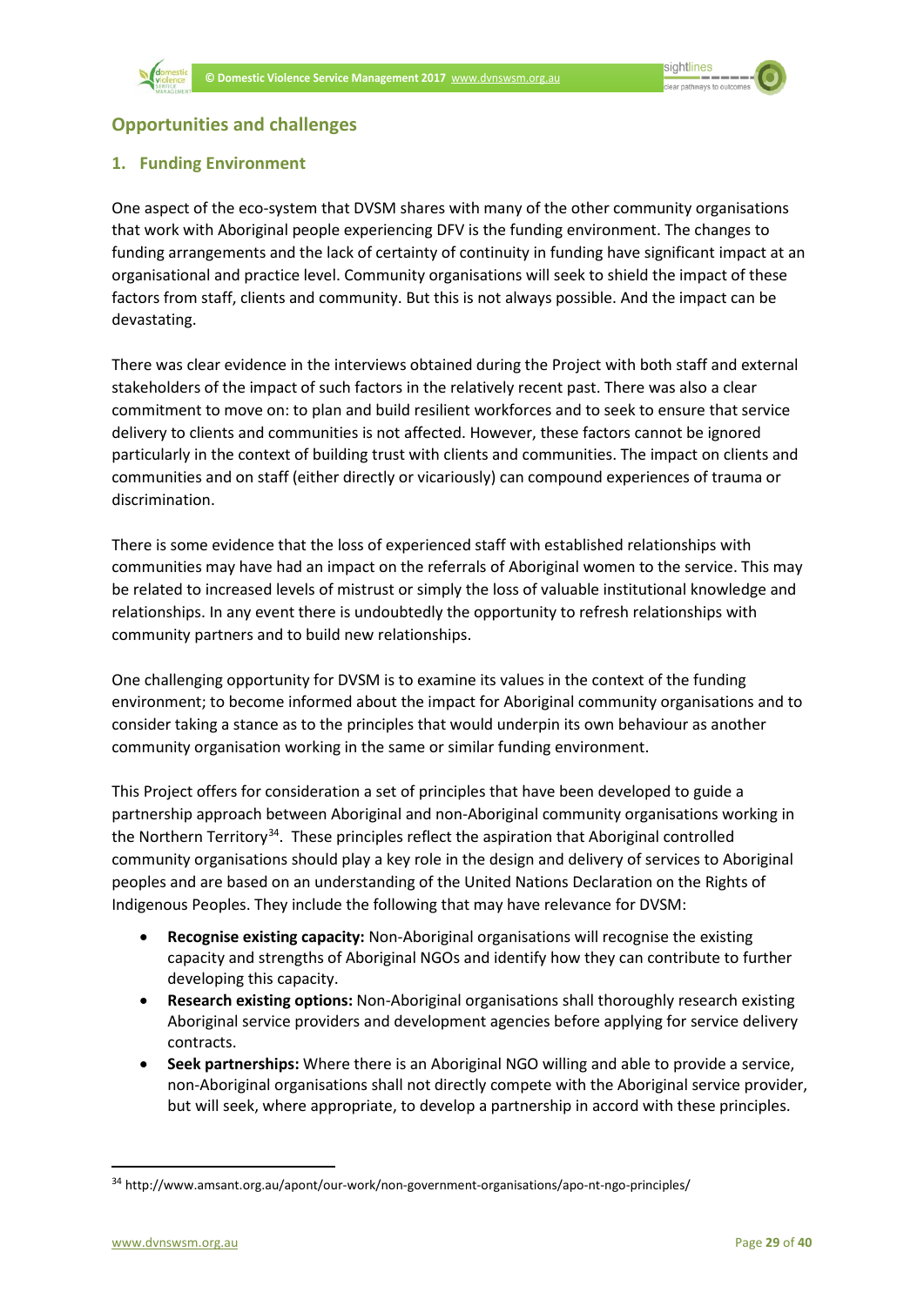## Opportunities and challenges

### 1. Funding Environment

One aspect of the eco-system that DVSM shares with many of the other community organisations that work with Aboriginal people experiencing DFV is the funding environment. The changes to funding arrangements and the lack of certainty of continuity in funding have significant impact at an organisational and practice level. Community organisations will seek to shield the impact of these factors from staff, clients and community. But this is not always possible. And the impact can be devastating.

There was clear evidence in the interviews obtained during the Project with both staff and external stakeholders of the impact of such factors in the relatively recent past. There was also a clear commitment to move on: to plan and build resilient workforces and to seek to ensure that service delivery to clients and communities is not affected. However, these factors cannot be ignored particularly in the context of building trust with clients and communities. The impact on clients and communities and on staff (either directly or vicariously) can compound experiences of trauma or discrimination.

There is some evidence that the loss of experienced staff with established relationships with communities may have had an impact on the referrals of Aboriginal women to the service. This may be related to increased levels of mistrust or simply the loss of valuable institutional knowledge and relationships. In any event there is undoubtedly the opportunity to refresh relationships with community partners and to build new relationships.

One challenging opportunity for DVSM is to examine its values in the context of the funding environment; to become informed about the impact for Aboriginal community organisations and to consider taking a stance as to the principles that would underpin its own behaviour as another community organisation working in the same or similar funding environment.

This Project offers for consideration a set of principles that have been developed to guide a partnership approach between Aboriginal and non-Aboriginal community organisations working in the Northern Territory[34]. These principles reflect the aspiration that Aboriginal controlled community organisations should play a key role in the design and delivery of services to Aboriginal peoples and are based on an understanding of the United Nations Declaration on the Rights of Indigenous Peoples. They include the following that may have relevance for DVSM:

- **Recognise existing capacity:** Non-Aboriginal organisations will recognise the existing capacity and strengths of Aboriginal NGOs and identify how they can contribute to further developing this capacity.
- **Research existing options:** Non-Aboriginal organisations shall thoroughly research existing Aboriginal service providers and development agencies before applying for service delivery contracts.
- **Seek partnerships:** Where there is an Aboriginal NGO willing and able to provide a service, non-Aboriginal organisations shall not directly compete with the Aboriginal service provider, but will seek, where appropriate, to develop a partnership in accord with these principles.

---

[34] http://www.amsant.org.au/apont/our-work/non-government-organisations/apo-nt-ngo-principles/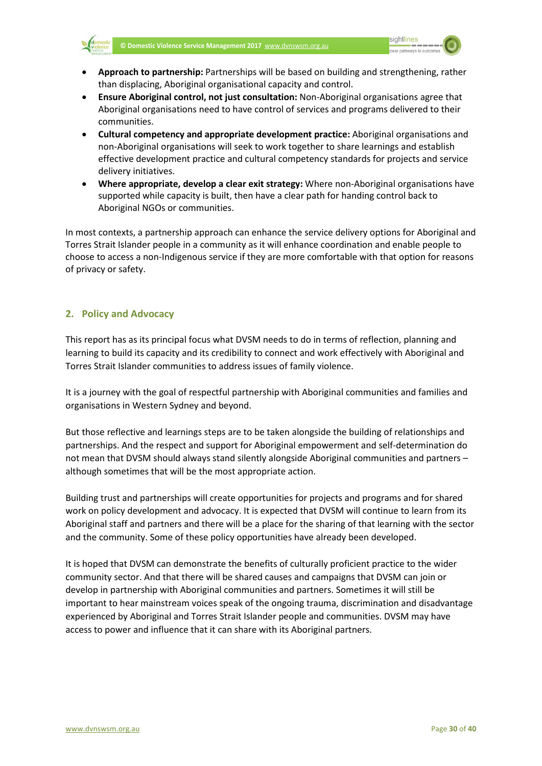- **Approach to partnership:** Partnerships will be based on building and strengthening, rather than displacing, Aboriginal organisational capacity and control.
- **Ensure Aboriginal control, not just consultation:** Non-Aboriginal organisations agree that Aboriginal organisations need to have control of services and programs delivered to their communities.
- **Cultural competency and appropriate development practice:** Aboriginal organisations and non-Aboriginal organisations will seek to work together to share learnings and establish effective development practice and cultural competency standards for projects and service delivery initiatives.
- **Where appropriate, develop a clear exit strategy:** Where non-Aboriginal organisations have supported while capacity is built, then have a clear path for handing control back to Aboriginal NGOs or communities.

In most contexts, a partnership approach can enhance the service delivery options for Aboriginal and Torres Strait Islander people in a community as it will enhance coordination and enable people to choose to access a non-Indigenous service if they are more comfortable with that option for reasons of privacy or safety.

## 2. Policy and Advocacy

This report has as its principal focus what DVSM needs to do in terms of reflection, planning and learning to build its capacity and its credibility to connect and work effectively with Aboriginal and Torres Strait Islander communities to address issues of family violence.

It is a journey with the goal of respectful partnership with Aboriginal communities and families and organisations in Western Sydney and beyond.

But those reflective and learnings steps are to be taken alongside the building of relationships and partnerships. And the respect and support for Aboriginal empowerment and self-determination do not mean that DVSM should always stand silently alongside Aboriginal communities and partners – although sometimes that will be the most appropriate action.

Building trust and partnerships will create opportunities for projects and programs and for shared work on policy development and advocacy. It is expected that DVSM will continue to learn from its Aboriginal staff and partners and there will be a place for the sharing of that learning with the sector and the community. Some of these policy opportunities have already been developed.

It is hoped that DVSM can demonstrate the benefits of culturally proficient practice to the wider community sector. And that there will be shared causes and campaigns that DVSM can join or develop in partnership with Aboriginal communities and partners. Sometimes it will still be important to hear mainstream voices speak of the ongoing trauma, discrimination and disadvantage experienced by Aboriginal and Torres Strait Islander people and communities. DVSM may have access to power and influence that it can share with its Aboriginal partners.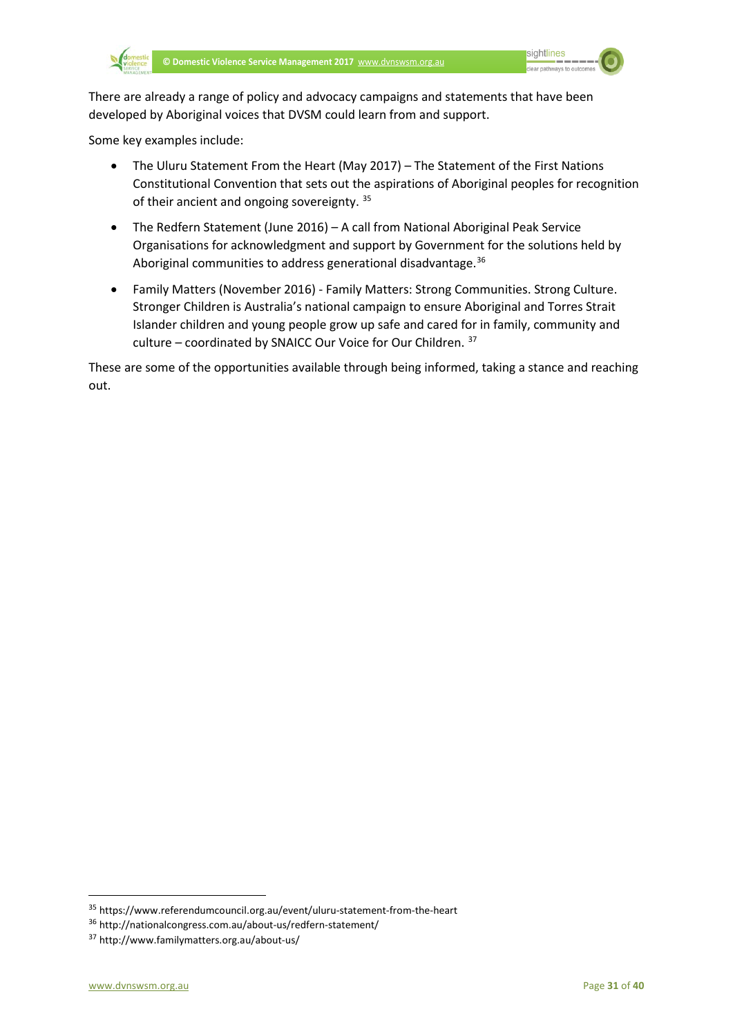There are already a range of policy and advocacy campaigns and statements that have been developed by Aboriginal voices that DVSM could learn from and support.

Some key examples include:

- The Uluru Statement From the Heart (May 2017) – The Statement of the First Nations Constitutional Convention that sets out the aspirations of Aboriginal peoples for recognition of their ancient and ongoing sovereignty. [35]
- The Redfern Statement (June 2016) – A call from National Aboriginal Peak Service Organisations for acknowledgment and support by Government for the solutions held by Aboriginal communities to address generational disadvantage.[36]
- Family Matters (November 2016) - Family Matters: Strong Communities. Strong Culture. Stronger Children is Australia's national campaign to ensure Aboriginal and Torres Strait Islander children and young people grow up safe and cared for in family, community and culture – coordinated by SNAICC Our Voice for Our Children. [37]

These are some of the opportunities available through being informed, taking a stance and reaching out.

---

[35] https://www.referendumcouncil.org.au/event/uluru-statement-from-the-heart

[36] http://nationalcongress.com.au/about-us/redfern-statement/

[37] http://www.familymatters.org.au/about-us/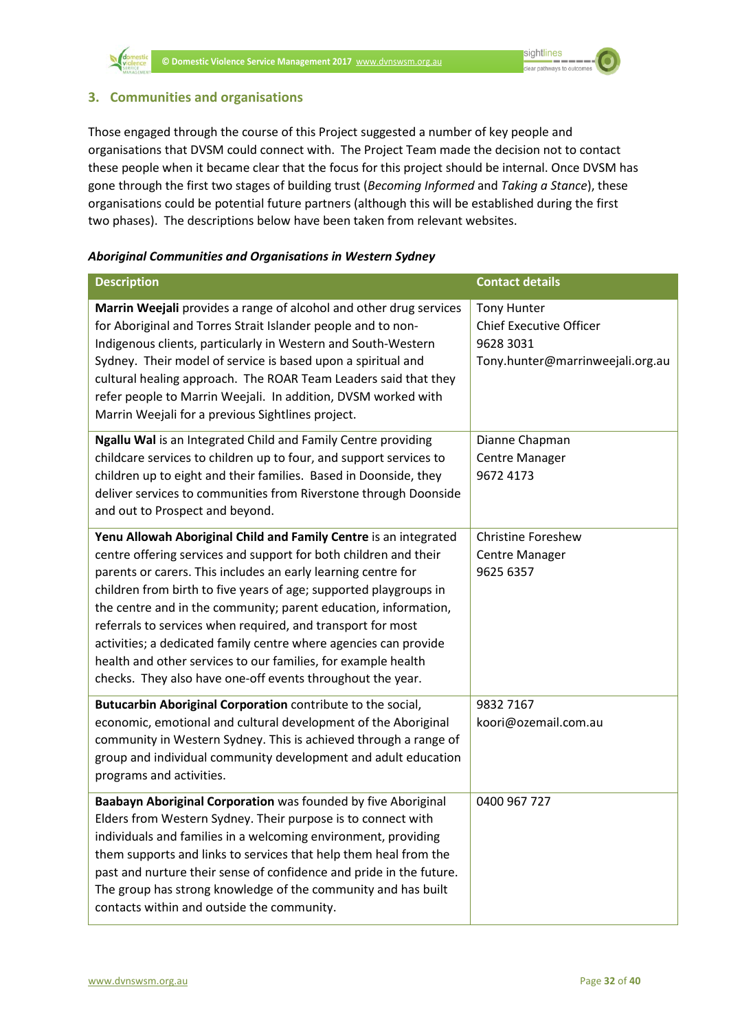## 3. Communities and organisations

Those engaged through the course of this Project suggested a number of key people and organisations that DVSM could connect with. The Project Team made the decision not to contact these people when it became clear that the focus for this project should be internal. Once DVSM has gone through the first two stages of building trust (*Becoming Informed* and *Taking a Stance*), these organisations could be potential future partners (although this will be established during the first two phases). The descriptions below have been taken from relevant websites.

### *Aboriginal Communities and Organisations in Western Sydney*

| Description | Contact details |
|---|---|
| **Marrin Weejali** provides a range of alcohol and other drug services for Aboriginal and Torres Strait Islander people and to non-Indigenous clients, particularly in Western and South-Western Sydney. Their model of service is based upon a spiritual and cultural healing approach. The ROAR Team Leaders said that they refer people to Marrin Weejali. In addition, DVSM worked with Marrin Weejali for a previous Sightlines project. | Tony Hunter<br>Chief Executive Officer<br>9628 3031<br>Tony.hunter@marrinweejali.org.au |
| **Ngallu Wal** is an Integrated Child and Family Centre providing childcare services to children up to four, and support services to children up to eight and their families. Based in Doonside, they deliver services to communities from Riverstone through Doonside and out to Prospect and beyond. | Dianne Chapman<br>Centre Manager<br>9672 4173 |
| **Yenu Allowah Aboriginal Child and Family Centre** is an integrated centre offering services and support for both children and their parents or carers. This includes an early learning centre for children from birth to five years of age; supported playgroups in the centre and in the community; parent education, information, referrals to services when required, and transport for most activities; a dedicated family centre where agencies can provide health and other services to our families, for example health checks. They also have one-off events throughout the year. | Christine Foreshew<br>Centre Manager<br>9625 6357 |
| **Butucarbin Aboriginal Corporation** contribute to the social, economic, emotional and cultural development of the Aboriginal community in Western Sydney. This is achieved through a range of group and individual community development and adult education programs and activities. | 9832 7167<br>koori@ozemail.com.au |
| **Baabayn Aboriginal Corporation** was founded by five Aboriginal Elders from Western Sydney. Their purpose is to connect with individuals and families in a welcoming environment, providing them supports and links to services that help them heal from the past and nurture their sense of confidence and pride in the future. The group has strong knowledge of the community and has built contacts within and outside the community. | 0400 967 727 |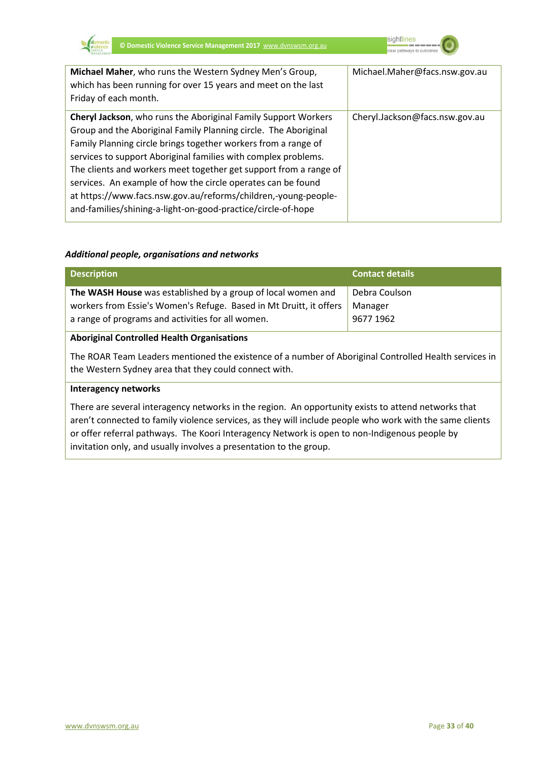| | |
|---|---|
| **Michael Maher**, who runs the Western Sydney Men's Group, which has been running for over 15 years and meet on the last Friday of each month. | Michael.Maher@facs.nsw.gov.au |
| **Cheryl Jackson**, who runs the Aboriginal Family Support Workers Group and the Aboriginal Family Planning circle. The Aboriginal Family Planning circle brings together workers from a range of services to support Aboriginal families with complex problems. The clients and workers meet together get support from a range of services. An example of how the circle operates can be found at https://www.facs.nsw.gov.au/reforms/children,-young-people-and-families/shining-a-light-on-good-practice/circle-of-hope | Cheryl.Jackson@facs.nsw.gov.au |

***Additional people, organisations and networks***

| Description | Contact details |
|---|---|
| **The WASH House** was established by a group of local women and workers from Essie's Women's Refuge. Based in Mt Druitt, it offers a range of programs and activities for all women. | Debra Coulson<br>Manager<br>9677 1962 |
| **Aboriginal Controlled Health Organisations**<br><br>The ROAR Team Leaders mentioned the existence of a number of Aboriginal Controlled Health services in the Western Sydney area that they could connect with. | |
| **Interagency networks**<br><br>There are several interagency networks in the region. An opportunity exists to attend networks that aren't connected to family violence services, as they will include people who work with the same clients or offer referral pathways. The Koori Interagency Network is open to non-Indigenous people by invitation only, and usually involves a presentation to the group. | |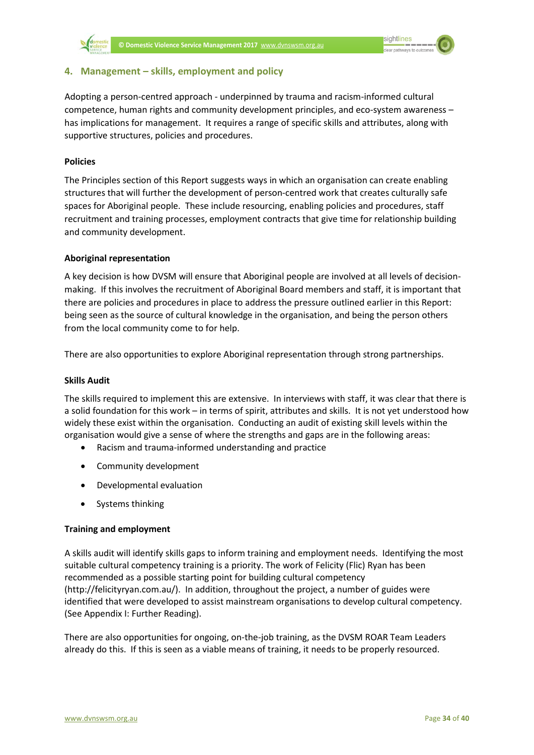## 4. Management – skills, employment and policy

Adopting a person-centred approach - underpinned by trauma and racism-informed cultural competence, human rights and community development principles, and eco-system awareness – has implications for management. It requires a range of specific skills and attributes, along with supportive structures, policies and procedures.

**Policies**

The Principles section of this Report suggests ways in which an organisation can create enabling structures that will further the development of person-centred work that creates culturally safe spaces for Aboriginal people. These include resourcing, enabling policies and procedures, staff recruitment and training processes, employment contracts that give time for relationship building and community development.

**Aboriginal representation**

A key decision is how DVSM will ensure that Aboriginal people are involved at all levels of decision-making. If this involves the recruitment of Aboriginal Board members and staff, it is important that there are policies and procedures in place to address the pressure outlined earlier in this Report: being seen as the source of cultural knowledge in the organisation, and being the person others from the local community come to for help.

There are also opportunities to explore Aboriginal representation through strong partnerships.

**Skills Audit**

The skills required to implement this are extensive. In interviews with staff, it was clear that there is a solid foundation for this work – in terms of spirit, attributes and skills. It is not yet understood how widely these exist within the organisation. Conducting an audit of existing skill levels within the organisation would give a sense of where the strengths and gaps are in the following areas:

- Racism and trauma-informed understanding and practice
- Community development
- Developmental evaluation
- Systems thinking

**Training and employment**

A skills audit will identify skills gaps to inform training and employment needs. Identifying the most suitable cultural competency training is a priority. The work of Felicity (Flic) Ryan has been recommended as a possible starting point for building cultural competency (http://felicityryan.com.au/). In addition, throughout the project, a number of guides were identified that were developed to assist mainstream organisations to develop cultural competency. (See Appendix I: Further Reading).

There are also opportunities for ongoing, on-the-job training, as the DVSM ROAR Team Leaders already do this. If this is seen as a viable means of training, it needs to be properly resourced.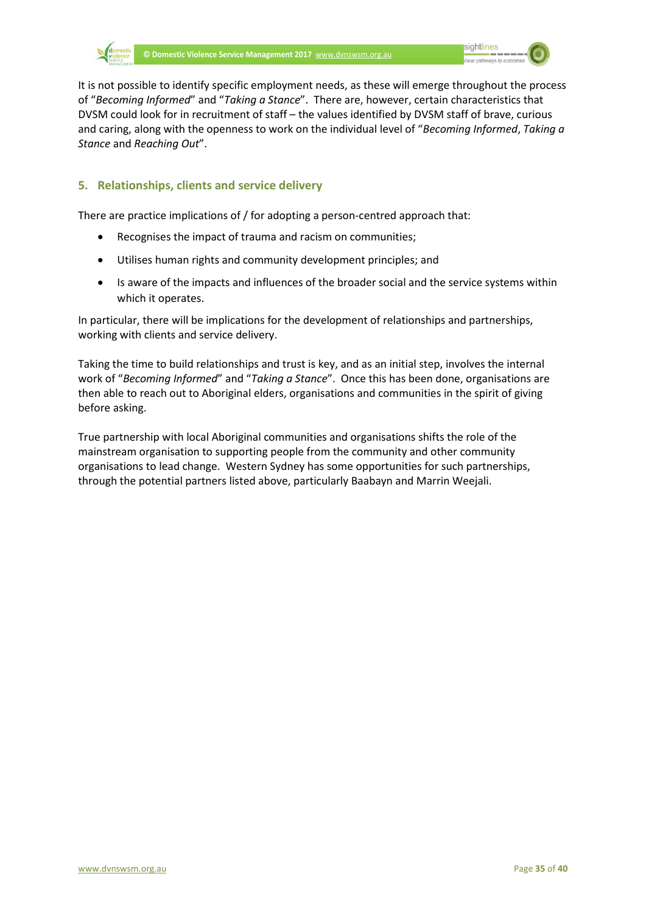It is not possible to identify specific employment needs, as these will emerge throughout the process of "*Becoming Informed*" and "*Taking a Stance*". There are, however, certain characteristics that DVSM could look for in recruitment of staff – the values identified by DVSM staff of brave, curious and caring, along with the openness to work on the individual level of "*Becoming Informed*, *Taking a Stance* and *Reaching Out*".

## 5. Relationships, clients and service delivery

There are practice implications of / for adopting a person-centred approach that:

- Recognises the impact of trauma and racism on communities;
- Utilises human rights and community development principles; and
- Is aware of the impacts and influences of the broader social and the service systems within which it operates.

In particular, there will be implications for the development of relationships and partnerships, working with clients and service delivery.

Taking the time to build relationships and trust is key, and as an initial step, involves the internal work of "*Becoming Informed*" and "*Taking a Stance*". Once this has been done, organisations are then able to reach out to Aboriginal elders, organisations and communities in the spirit of giving before asking.

True partnership with local Aboriginal communities and organisations shifts the role of the mainstream organisation to supporting people from the community and other community organisations to lead change. Western Sydney has some opportunities for such partnerships, through the potential partners listed above, particularly Baabayn and Marrin Weejali.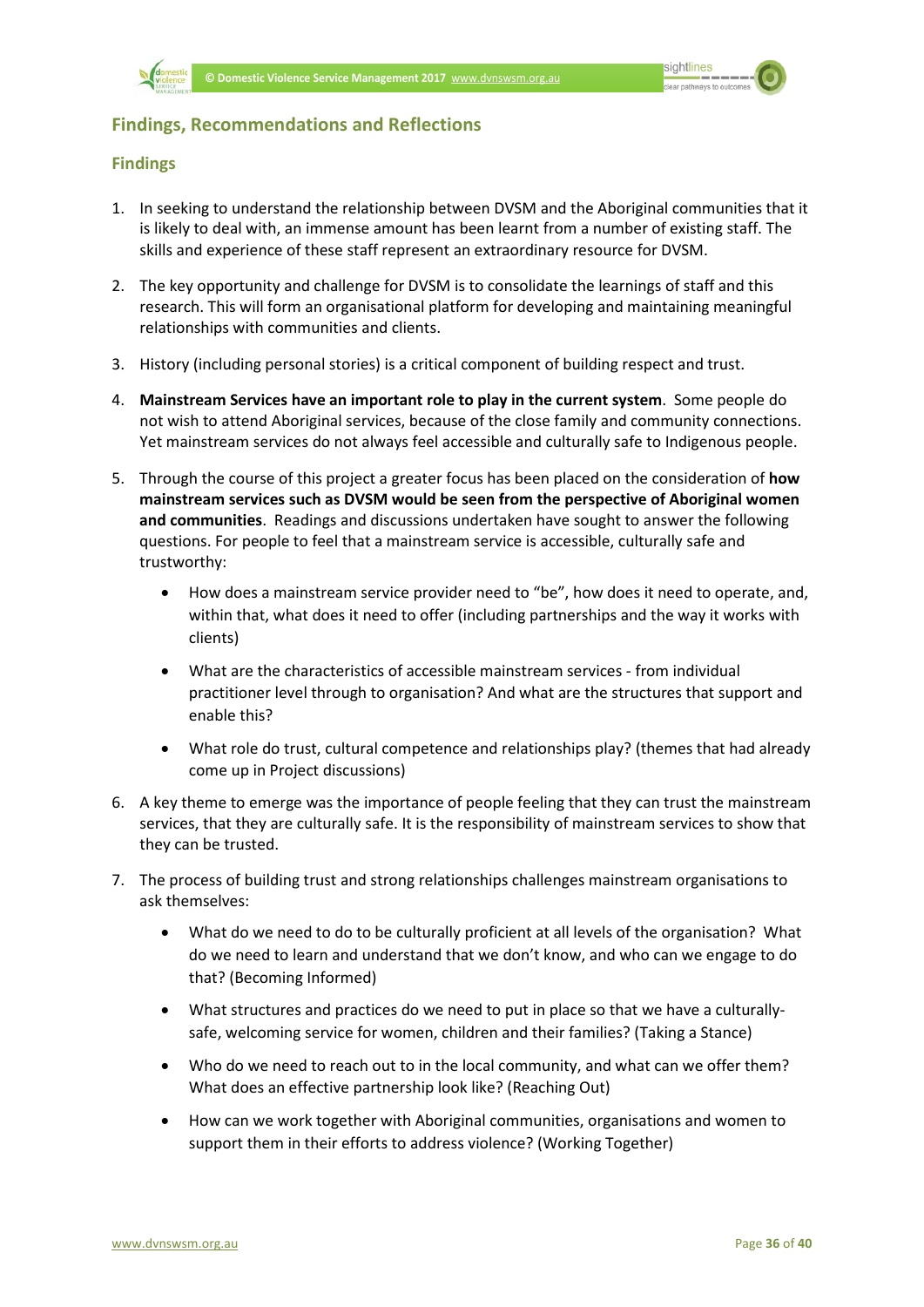## Findings, Recommendations and Reflections

### Findings

1. In seeking to understand the relationship between DVSM and the Aboriginal communities that it is likely to deal with, an immense amount has been learnt from a number of existing staff. The skills and experience of these staff represent an extraordinary resource for DVSM.

2. The key opportunity and challenge for DVSM is to consolidate the learnings of staff and this research. This will form an organisational platform for developing and maintaining meaningful relationships with communities and clients.

3. History (including personal stories) is a critical component of building respect and trust.

4. **Mainstream Services have an important role to play in the current system**. Some people do not wish to attend Aboriginal services, because of the close family and community connections. Yet mainstream services do not always feel accessible and culturally safe to Indigenous people.

5. Through the course of this project a greater focus has been placed on the consideration of **how mainstream services such as DVSM would be seen from the perspective of Aboriginal women and communities**. Readings and discussions undertaken have sought to answer the following questions. For people to feel that a mainstream service is accessible, culturally safe and trustworthy:

   - How does a mainstream service provider need to "be", how does it need to operate, and, within that, what does it need to offer (including partnerships and the way it works with clients)
   - What are the characteristics of accessible mainstream services - from individual practitioner level through to organisation? And what are the structures that support and enable this?
   - What role do trust, cultural competence and relationships play? (themes that had already come up in Project discussions)

6. A key theme to emerge was the importance of people feeling that they can trust the mainstream services, that they are culturally safe. It is the responsibility of mainstream services to show that they can be trusted.

7. The process of building trust and strong relationships challenges mainstream organisations to ask themselves:

   - What do we need to do to be culturally proficient at all levels of the organisation? What do we need to learn and understand that we don't know, and who can we engage to do that? (Becoming Informed)
   - What structures and practices do we need to put in place so that we have a culturally-safe, welcoming service for women, children and their families? (Taking a Stance)
   - Who do we need to reach out to in the local community, and what can we offer them? What does an effective partnership look like? (Reaching Out)
   - How can we work together with Aboriginal communities, organisations and women to support them in their efforts to address violence? (Working Together)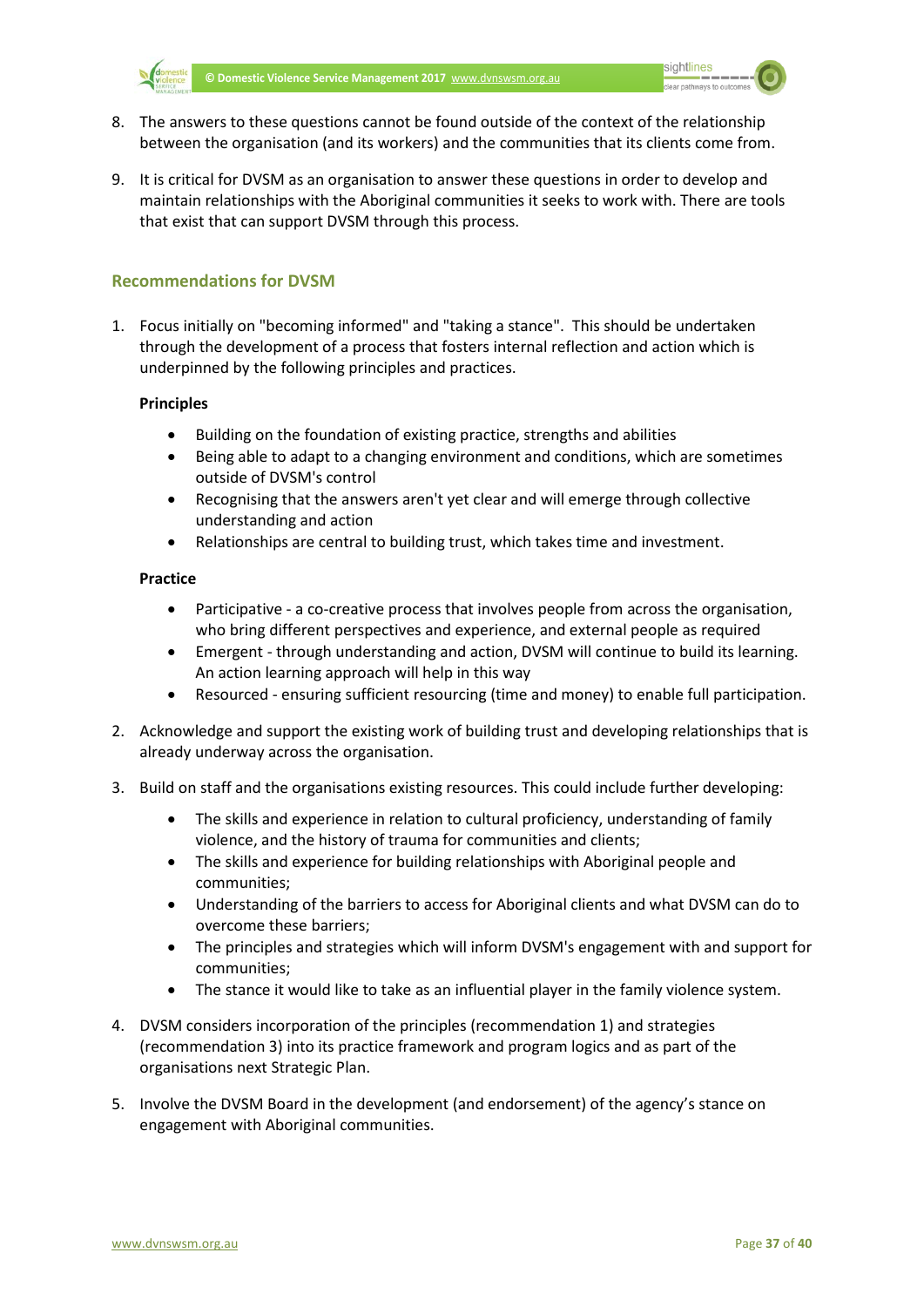8. The answers to these questions cannot be found outside of the context of the relationship between the organisation (and its workers) and the communities that its clients come from.

9. It is critical for DVSM as an organisation to answer these questions in order to develop and maintain relationships with the Aboriginal communities it seeks to work with. There are tools that exist that can support DVSM through this process.

## Recommendations for DVSM

1. Focus initially on "becoming informed" and "taking a stance". This should be undertaken through the development of a process that fosters internal reflection and action which is underpinned by the following principles and practices.

   **Principles**

   - Building on the foundation of existing practice, strengths and abilities
   - Being able to adapt to a changing environment and conditions, which are sometimes outside of DVSM's control
   - Recognising that the answers aren't yet clear and will emerge through collective understanding and action
   - Relationships are central to building trust, which takes time and investment.

   **Practice**

   - Participative - a co-creative process that involves people from across the organisation, who bring different perspectives and experience, and external people as required
   - Emergent - through understanding and action, DVSM will continue to build its learning. An action learning approach will help in this way
   - Resourced - ensuring sufficient resourcing (time and money) to enable full participation.

2. Acknowledge and support the existing work of building trust and developing relationships that is already underway across the organisation.

3. Build on staff and the organisations existing resources. This could include further developing:

   - The skills and experience in relation to cultural proficiency, understanding of family violence, and the history of trauma for communities and clients;
   - The skills and experience for building relationships with Aboriginal people and communities;
   - Understanding of the barriers to access for Aboriginal clients and what DVSM can do to overcome these barriers;
   - The principles and strategies which will inform DVSM's engagement with and support for communities;
   - The stance it would like to take as an influential player in the family violence system.

4. DVSM considers incorporation of the principles (recommendation 1) and strategies (recommendation 3) into its practice framework and program logics and as part of the organisations next Strategic Plan.

5. Involve the DVSM Board in the development (and endorsement) of the agency's stance on engagement with Aboriginal communities.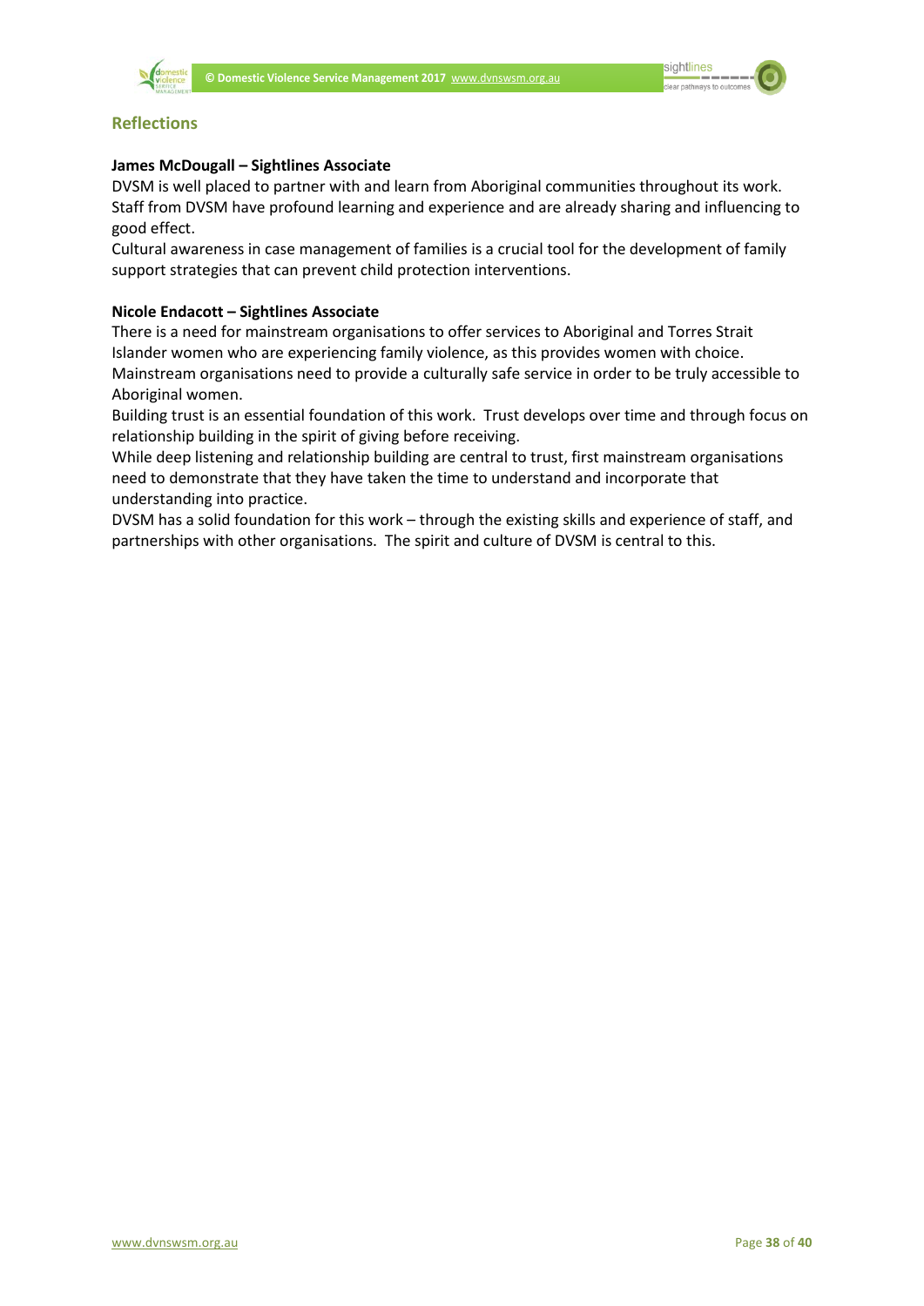## Reflections

**James McDougall – Sightlines Associate**

DVSM is well placed to partner with and learn from Aboriginal communities throughout its work. Staff from DVSM have profound learning and experience and are already sharing and influencing to good effect.

Cultural awareness in case management of families is a crucial tool for the development of family support strategies that can prevent child protection interventions.

**Nicole Endacott – Sightlines Associate**

There is a need for mainstream organisations to offer services to Aboriginal and Torres Strait Islander women who are experiencing family violence, as this provides women with choice.

Mainstream organisations need to provide a culturally safe service in order to be truly accessible to Aboriginal women.

Building trust is an essential foundation of this work. Trust develops over time and through focus on relationship building in the spirit of giving before receiving.

While deep listening and relationship building are central to trust, first mainstream organisations need to demonstrate that they have taken the time to understand and incorporate that understanding into practice.

DVSM has a solid foundation for this work – through the existing skills and experience of staff, and partnerships with other organisations. The spirit and culture of DVSM is central to this.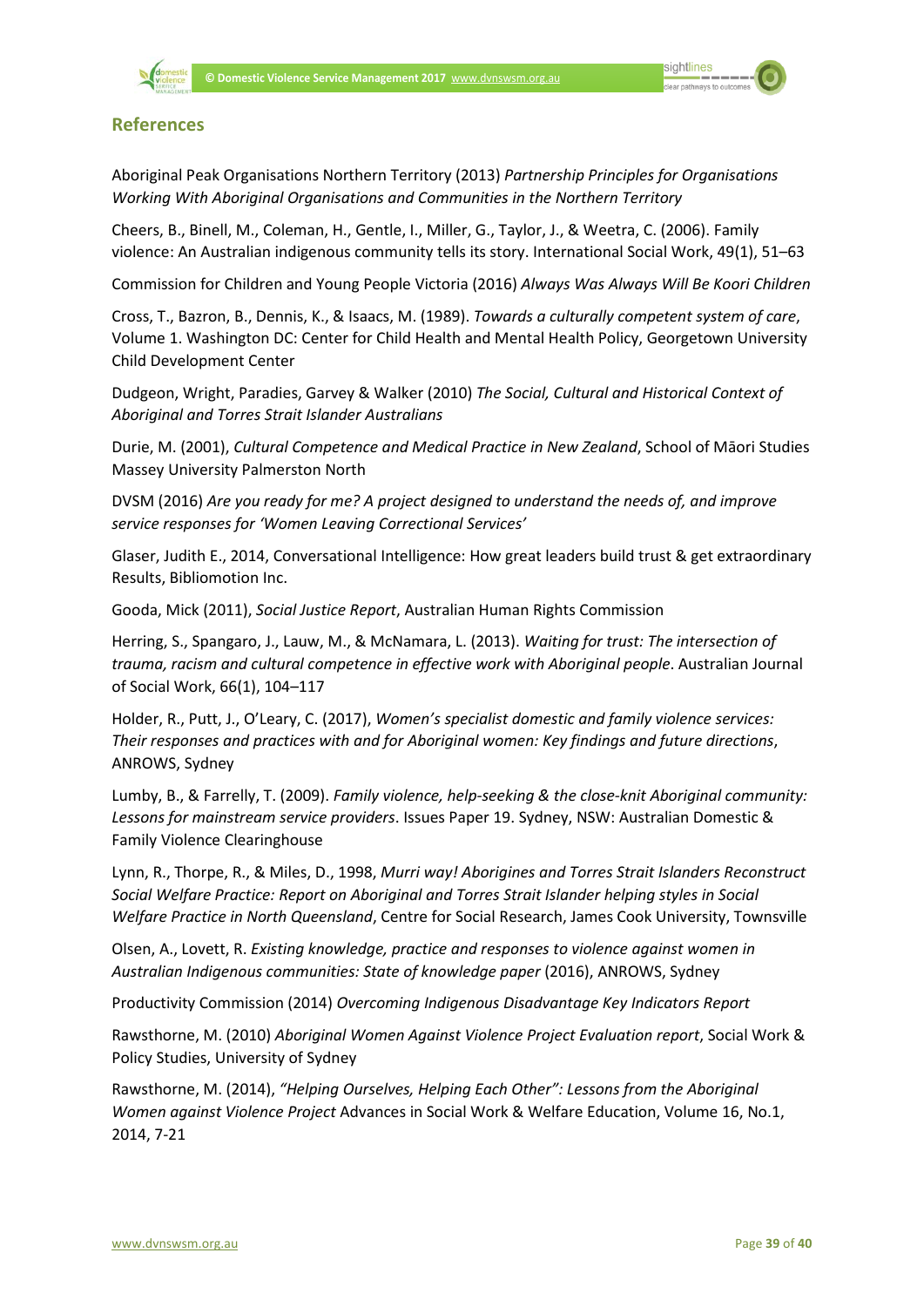## References

Aboriginal Peak Organisations Northern Territory (2013) *Partnership Principles for Organisations Working With Aboriginal Organisations and Communities in the Northern Territory*

Cheers, B., Binell, M., Coleman, H., Gentle, I., Miller, G., Taylor, J., & Weetra, C. (2006). Family violence: An Australian indigenous community tells its story. International Social Work, 49(1), 51–63

Commission for Children and Young People Victoria (2016) *Always Was Always Will Be Koori Children*

Cross, T., Bazron, B., Dennis, K., & Isaacs, M. (1989). *Towards a culturally competent system of care*, Volume 1. Washington DC: Center for Child Health and Mental Health Policy, Georgetown University Child Development Center

Dudgeon, Wright, Paradies, Garvey & Walker (2010) *The Social, Cultural and Historical Context of Aboriginal and Torres Strait Islander Australians*

Durie, M. (2001), *Cultural Competence and Medical Practice in New Zealand*, School of Māori Studies Massey University Palmerston North

DVSM (2016) *Are you ready for me? A project designed to understand the needs of, and improve service responses for 'Women Leaving Correctional Services'*

Glaser, Judith E., 2014, Conversational Intelligence: How great leaders build trust & get extraordinary Results, Bibliomotion Inc.

Gooda, Mick (2011), *Social Justice Report*, Australian Human Rights Commission

Herring, S., Spangaro, J., Lauw, M., & McNamara, L. (2013). *Waiting for trust: The intersection of trauma, racism and cultural competence in effective work with Aboriginal people*. Australian Journal of Social Work, 66(1), 104–117

Holder, R., Putt, J., O'Leary, C. (2017), *Women's specialist domestic and family violence services: Their responses and practices with and for Aboriginal women: Key findings and future directions*, ANROWS, Sydney

Lumby, B., & Farrelly, T. (2009). *Family violence, help-seeking & the close-knit Aboriginal community: Lessons for mainstream service providers*. Issues Paper 19. Sydney, NSW: Australian Domestic & Family Violence Clearinghouse

Lynn, R., Thorpe, R., & Miles, D., 1998, *Murri way! Aborigines and Torres Strait Islanders Reconstruct Social Welfare Practice: Report on Aboriginal and Torres Strait Islander helping styles in Social Welfare Practice in North Queensland*, Centre for Social Research, James Cook University, Townsville

Olsen, A., Lovett, R. *Existing knowledge, practice and responses to violence against women in Australian Indigenous communities: State of knowledge paper* (2016), ANROWS, Sydney

Productivity Commission (2014) *Overcoming Indigenous Disadvantage Key Indicators Report*

Rawsthorne, M. (2010) *Aboriginal Women Against Violence Project Evaluation report*, Social Work & Policy Studies, University of Sydney

Rawsthorne, M. (2014), *"Helping Ourselves, Helping Each Other": Lessons from the Aboriginal Women against Violence Project* Advances in Social Work & Welfare Education, Volume 16, No.1, 2014, 7-21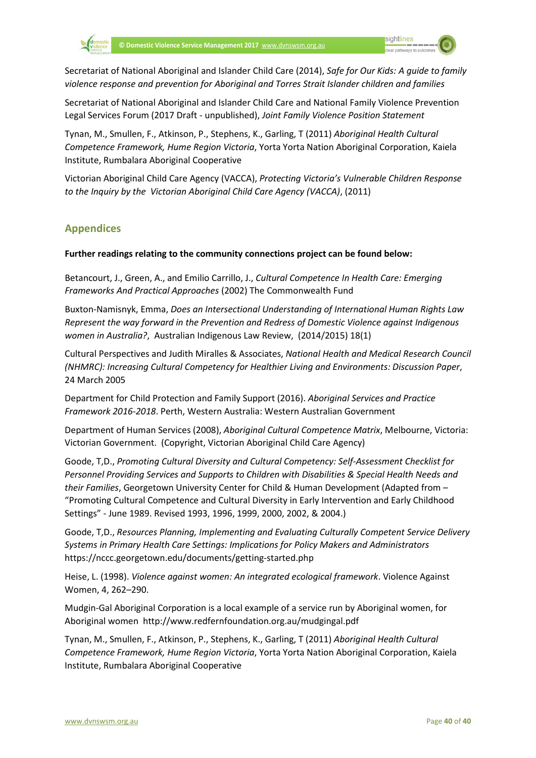Secretariat of National Aboriginal and Islander Child Care (2014), *Safe for Our Kids: A guide to family violence response and prevention for Aboriginal and Torres Strait Islander children and families*

Secretariat of National Aboriginal and Islander Child Care and National Family Violence Prevention Legal Services Forum (2017 Draft - unpublished), *Joint Family Violence Position Statement*

Tynan, M., Smullen, F., Atkinson, P., Stephens, K., Garling, T (2011) *Aboriginal Health Cultural Competence Framework, Hume Region Victoria*, Yorta Yorta Nation Aboriginal Corporation, Kaiela Institute, Rumbalara Aboriginal Cooperative

Victorian Aboriginal Child Care Agency (VACCA), *Protecting Victoria's Vulnerable Children Response to the Inquiry by the Victorian Aboriginal Child Care Agency (VACCA)*, (2011)

## Appendices

**Further readings relating to the community connections project can be found below:**

Betancourt, J., Green, A., and Emilio Carrillo, J., *Cultural Competence In Health Care: Emerging Frameworks And Practical Approaches* (2002) The Commonwealth Fund

Buxton-Namisnyk, Emma, *Does an Intersectional Understanding of International Human Rights Law Represent the way forward in the Prevention and Redress of Domestic Violence against Indigenous women in Australia?*, Australian Indigenous Law Review, (2014/2015) 18(1)

Cultural Perspectives and Judith Miralles & Associates, *National Health and Medical Research Council (NHMRC): Increasing Cultural Competency for Healthier Living and Environments: Discussion Paper*, 24 March 2005

Department for Child Protection and Family Support (2016). *Aboriginal Services and Practice Framework 2016-2018*. Perth, Western Australia: Western Australian Government

Department of Human Services (2008), *Aboriginal Cultural Competence Matrix*, Melbourne, Victoria: Victorian Government. (Copyright, Victorian Aboriginal Child Care Agency)

Goode, T,D., *Promoting Cultural Diversity and Cultural Competency: Self-Assessment Checklist for Personnel Providing Services and Supports to Children with Disabilities & Special Health Needs and their Families*, Georgetown University Center for Child & Human Development (Adapted from – "Promoting Cultural Competence and Cultural Diversity in Early Intervention and Early Childhood Settings" - June 1989. Revised 1993, 1996, 1999, 2000, 2002, & 2004.)

Goode, T,D., *Resources Planning, Implementing and Evaluating Culturally Competent Service Delivery Systems in Primary Health Care Settings: Implications for Policy Makers and Administrators* https://nccc.georgetown.edu/documents/getting-started.php

Heise, L. (1998). *Violence against women: An integrated ecological framework*. Violence Against Women, 4, 262–290.

Mudgin-Gal Aboriginal Corporation is a local example of a service run by Aboriginal women, for Aboriginal women http://www.redfernfoundation.org.au/mudgingal.pdf

Tynan, M., Smullen, F., Atkinson, P., Stephens, K., Garling, T (2011) *Aboriginal Health Cultural Competence Framework, Hume Region Victoria*, Yorta Yorta Nation Aboriginal Corporation, Kaiela Institute, Rumbalara Aboriginal Cooperative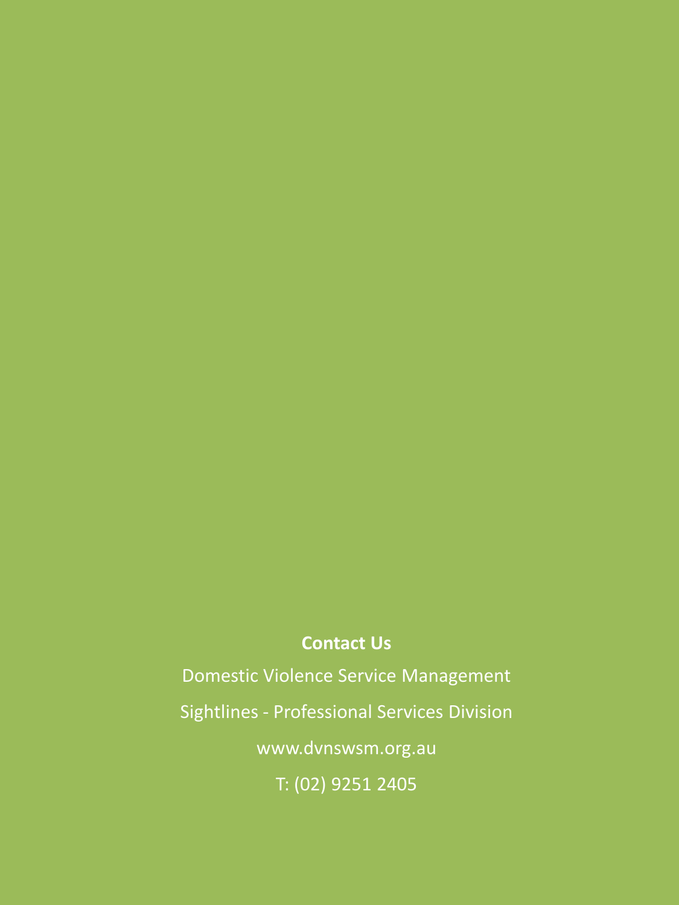**Contact Us**

Domestic Violence Service Management

Sightlines - Professional Services Division

www.dvnswsm.org.au

T: (02) 9251 2405